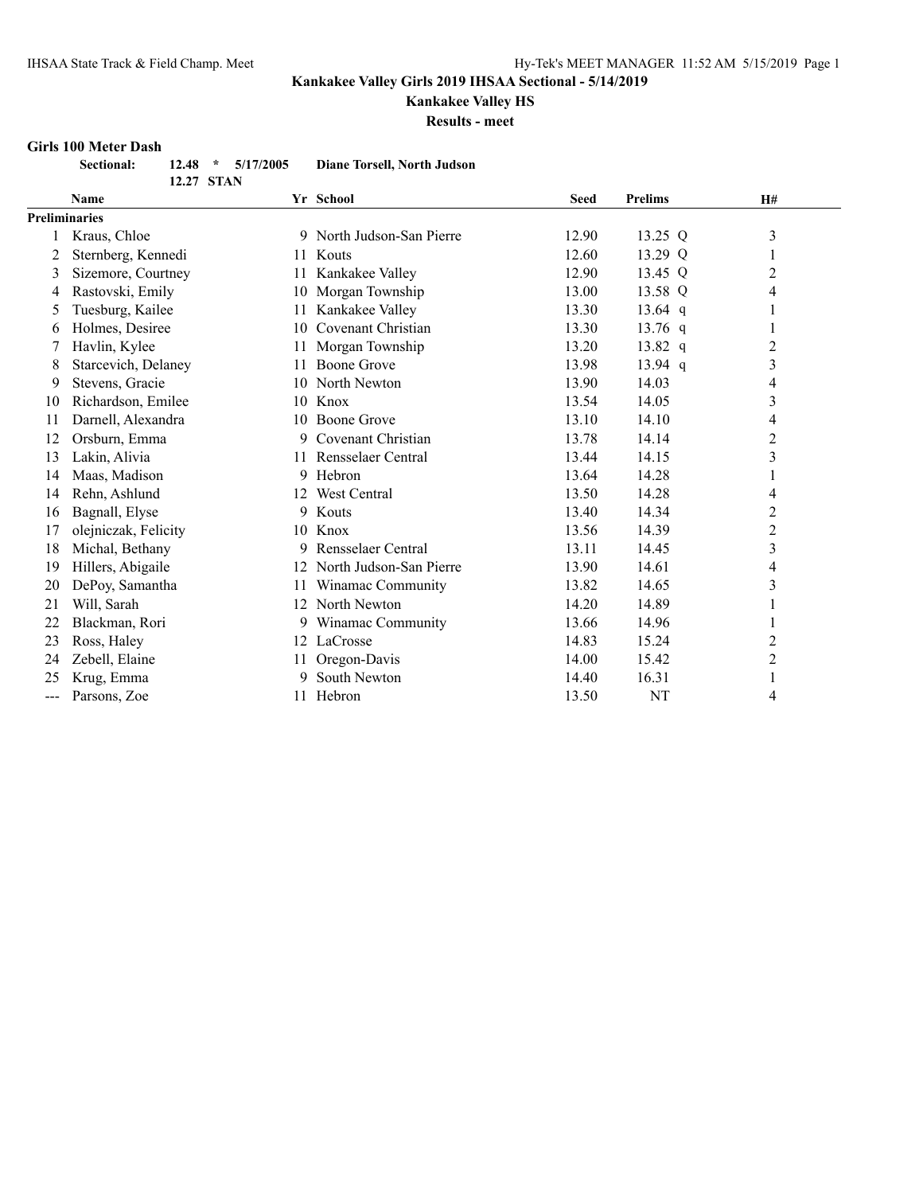## Kankakee Valley Girls 2019 IHSAA Sectional - 5/14/2019

### Kankakee Valley HS

**Results - meet**

### Girls 100 Meter Dash

**Sectional:** **12.48 * 5/17/2005 Diane Torsell, North Judson**
**12.27 STAN**

| | Name | Yr | School | Seed | Prelims | | H# |
|---|---|---|---|---|---|---|---|
| **Preliminaries** | | | | | | | |
| 1 | Kraus, Chloe | 9 | North Judson-San Pierre | 12.90 | 13.25 | Q | 3 |
| 2 | Sternberg, Kennedi | 11 | Kouts | 12.60 | 13.29 | Q | 1 |
| 3 | Sizemore, Courtney | 11 | Kankakee Valley | 12.90 | 13.45 | Q | 2 |
| 4 | Rastovski, Emily | 10 | Morgan Township | 13.00 | 13.58 | Q | 4 |
| 5 | Tuesburg, Kailee | 11 | Kankakee Valley | 13.30 | 13.64 | q | 1 |
| 6 | Holmes, Desiree | 10 | Covenant Christian | 13.30 | 13.76 | q | 1 |
| 7 | Havlin, Kylee | 11 | Morgan Township | 13.20 | 13.82 | q | 2 |
| 8 | Starcevich, Delaney | 11 | Boone Grove | 13.98 | 13.94 | q | 3 |
| 9 | Stevens, Gracie | 10 | North Newton | 13.90 | 14.03 | | 4 |
| 10 | Richardson, Emilee | 10 | Knox | 13.54 | 14.05 | | 3 |
| 11 | Darnell, Alexandra | 10 | Boone Grove | 13.10 | 14.10 | | 4 |
| 12 | Orsburn, Emma | 9 | Covenant Christian | 13.78 | 14.14 | | 2 |
| 13 | Lakin, Alivia | 11 | Rensselaer Central | 13.44 | 14.15 | | 3 |
| 14 | Maas, Madison | 9 | Hebron | 13.64 | 14.28 | | 1 |
| 14 | Rehn, Ashlund | 12 | West Central | 13.50 | 14.28 | | 4 |
| 16 | Bagnall, Elyse | 9 | Kouts | 13.40 | 14.34 | | 2 |
| 17 | olejniczak, Felicity | 10 | Knox | 13.56 | 14.39 | | 2 |
| 18 | Michal, Bethany | 9 | Rensselaer Central | 13.11 | 14.45 | | 3 |
| 19 | Hillers, Abigaile | 12 | North Judson-San Pierre | 13.90 | 14.61 | | 4 |
| 20 | DePoy, Samantha | 11 | Winamac Community | 13.82 | 14.65 | | 3 |
| 21 | Will, Sarah | 12 | North Newton | 14.20 | 14.89 | | 1 |
| 22 | Blackman, Rori | 9 | Winamac Community | 13.66 | 14.96 | | 1 |
| 23 | Ross, Haley | 12 | LaCrosse | 14.83 | 15.24 | | 2 |
| 24 | Zebell, Elaine | 11 | Oregon-Davis | 14.00 | 15.42 | | 2 |
| 25 | Krug, Emma | 9 | South Newton | 14.40 | 16.31 | | 1 |
| --- | Parsons, Zoe | 11 | Hebron | 13.50 | NT | | 4 |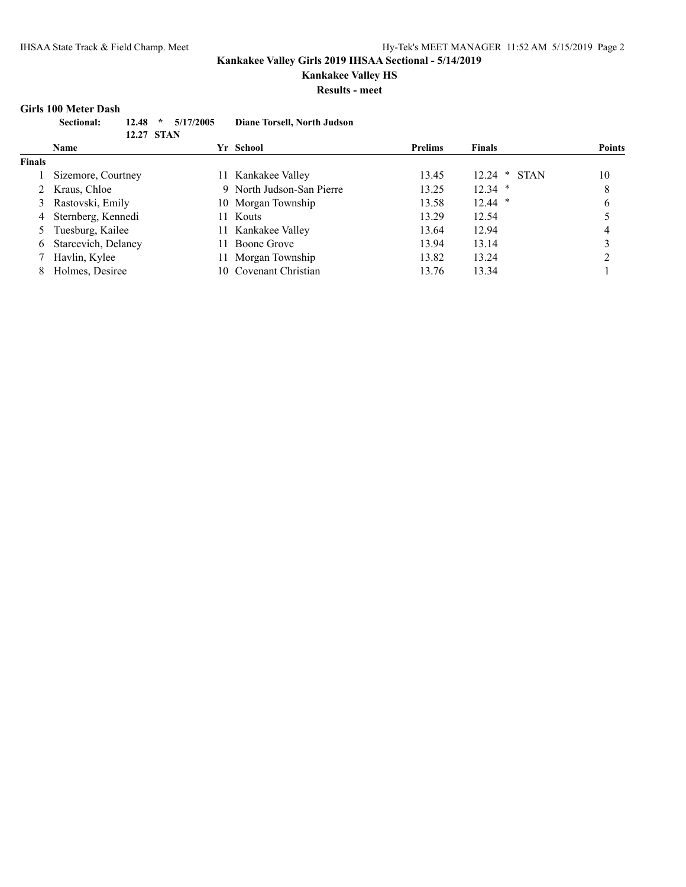# Kankakee Valley Girls 2019 IHSAA Sectional - 5/14/2019

## Kankakee Valley HS

### Results - meet

**Girls 100 Meter Dash**

**Sectional: 12.48 * 5/17/2005 Diane Torsell, North Judson**
**12.27 STAN**

| | Name | Yr | School | Prelims | Finals | Points |
|---|---|---|---|---|---|---|
| **Finals** | | | | | | |
| 1 | Sizemore, Courtney | 11 | Kankakee Valley | 13.45 | 12.24 * STAN | 10 |
| 2 | Kraus, Chloe | 9 | North Judson-San Pierre | 13.25 | 12.34 * | 8 |
| 3 | Rastovski, Emily | 10 | Morgan Township | 13.58 | 12.44 * | 6 |
| 4 | Sternberg, Kennedi | 11 | Kouts | 13.29 | 12.54 | 5 |
| 5 | Tuesburg, Kailee | 11 | Kankakee Valley | 13.64 | 12.94 | 4 |
| 6 | Starcevich, Delaney | 11 | Boone Grove | 13.94 | 13.14 | 3 |
| 7 | Havlin, Kylee | 11 | Morgan Township | 13.82 | 13.24 | 2 |
| 8 | Holmes, Desiree | 10 | Covenant Christian | 13.76 | 13.34 | 1 |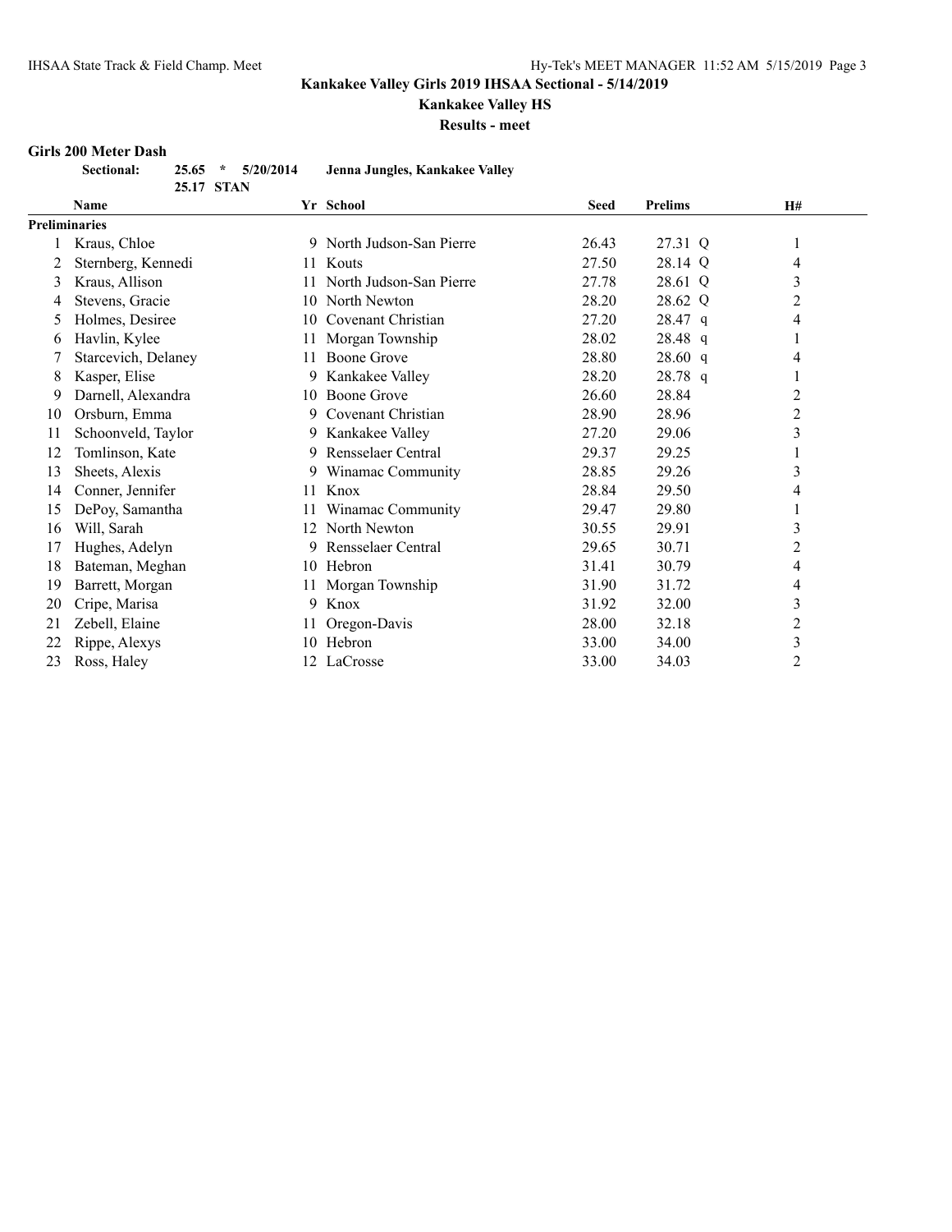## Kankakee Valley Girls 2019 IHSAA Sectional - 5/14/2019

### Kankakee Valley HS

### Results - meet

**Girls 200 Meter Dash**

**Sectional: 25.65 * 5/20/2014 Jenna Jungles, Kankakee Valley**

**25.17 STAN**

| | Name | Yr | School | Seed | Prelims | | H# |
|---|---|---|---|---|---|---|---|
| **Preliminaries** | | | | | | | |
| 1 | Kraus, Chloe | 9 | North Judson-San Pierre | 26.43 | 27.31 | Q | 1 |
| 2 | Sternberg, Kennedi | 11 | Kouts | 27.50 | 28.14 | Q | 4 |
| 3 | Kraus, Allison | 11 | North Judson-San Pierre | 27.78 | 28.61 | Q | 3 |
| 4 | Stevens, Gracie | 10 | North Newton | 28.20 | 28.62 | Q | 2 |
| 5 | Holmes, Desiree | 10 | Covenant Christian | 27.20 | 28.47 | q | 4 |
| 6 | Havlin, Kylee | 11 | Morgan Township | 28.02 | 28.48 | q | 1 |
| 7 | Starcevich, Delaney | 11 | Boone Grove | 28.80 | 28.60 | q | 4 |
| 8 | Kasper, Elise | 9 | Kankakee Valley | 28.20 | 28.78 | q | 1 |
| 9 | Darnell, Alexandra | 10 | Boone Grove | 26.60 | 28.84 | | 2 |
| 10 | Orsburn, Emma | 9 | Covenant Christian | 28.90 | 28.96 | | 2 |
| 11 | Schoonveld, Taylor | 9 | Kankakee Valley | 27.20 | 29.06 | | 3 |
| 12 | Tomlinson, Kate | 9 | Rensselaer Central | 29.37 | 29.25 | | 1 |
| 13 | Sheets, Alexis | 9 | Winamac Community | 28.85 | 29.26 | | 3 |
| 14 | Conner, Jennifer | 11 | Knox | 28.84 | 29.50 | | 4 |
| 15 | DePoy, Samantha | 11 | Winamac Community | 29.47 | 29.80 | | 1 |
| 16 | Will, Sarah | 12 | North Newton | 30.55 | 29.91 | | 3 |
| 17 | Hughes, Adelyn | 9 | Rensselaer Central | 29.65 | 30.71 | | 2 |
| 18 | Bateman, Meghan | 10 | Hebron | 31.41 | 30.79 | | 4 |
| 19 | Barrett, Morgan | 11 | Morgan Township | 31.90 | 31.72 | | 4 |
| 20 | Cripe, Marisa | 9 | Knox | 31.92 | 32.00 | | 3 |
| 21 | Zebell, Elaine | 11 | Oregon-Davis | 28.00 | 32.18 | | 2 |
| 22 | Rippe, Alexys | 10 | Hebron | 33.00 | 34.00 | | 3 |
| 23 | Ross, Haley | 12 | LaCrosse | 33.00 | 34.03 | | 2 |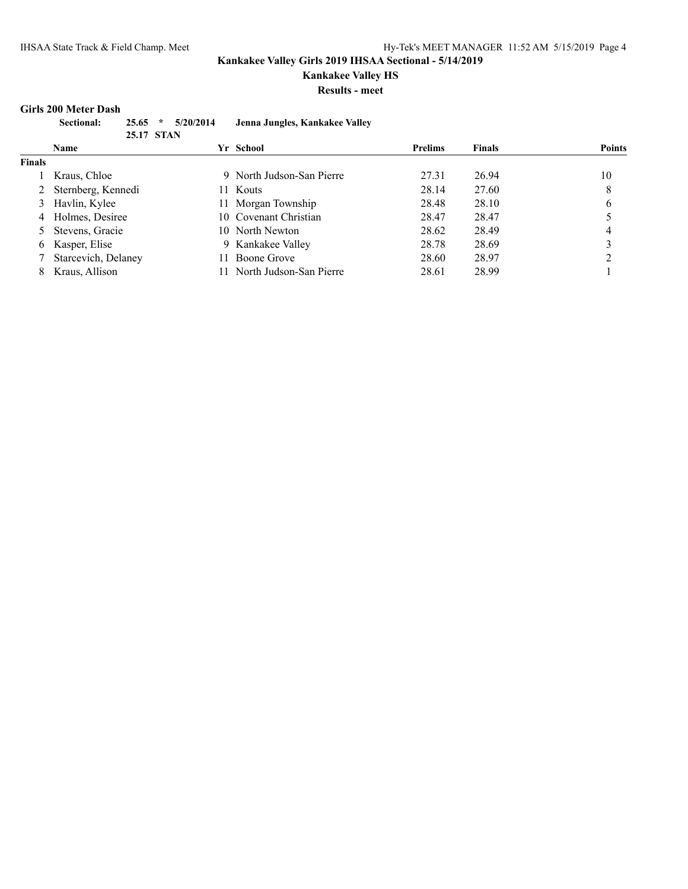**Kankakee Valley Girls 2019 IHSAA Sectional - 5/14/2019**

**Kankakee Valley HS**

**Results - meet**

### Girls 200 Meter Dash

**Sectional: 25.65 * 5/20/2014 Jenna Jungles, Kankakee Valley**
**25.17 STAN**

**Finals**

| | Name | Yr | School | Prelims | Finals | Points |
|---|---|---|---|---|---|---|
| 1 | Kraus, Chloe | 9 | North Judson-San Pierre | 27.31 | 26.94 | 10 |
| 2 | Sternberg, Kennedi | 11 | Kouts | 28.14 | 27.60 | 8 |
| 3 | Havlin, Kylee | 11 | Morgan Township | 28.48 | 28.10 | 6 |
| 4 | Holmes, Desiree | 10 | Covenant Christian | 28.47 | 28.47 | 5 |
| 5 | Stevens, Gracie | 10 | North Newton | 28.62 | 28.49 | 4 |
| 6 | Kasper, Elise | 9 | Kankakee Valley | 28.78 | 28.69 | 3 |
| 7 | Starcevich, Delaney | 11 | Boone Grove | 28.60 | 28.97 | 2 |
| 8 | Kraus, Allison | 11 | North Judson-San Pierre | 28.61 | 28.99 | 1 |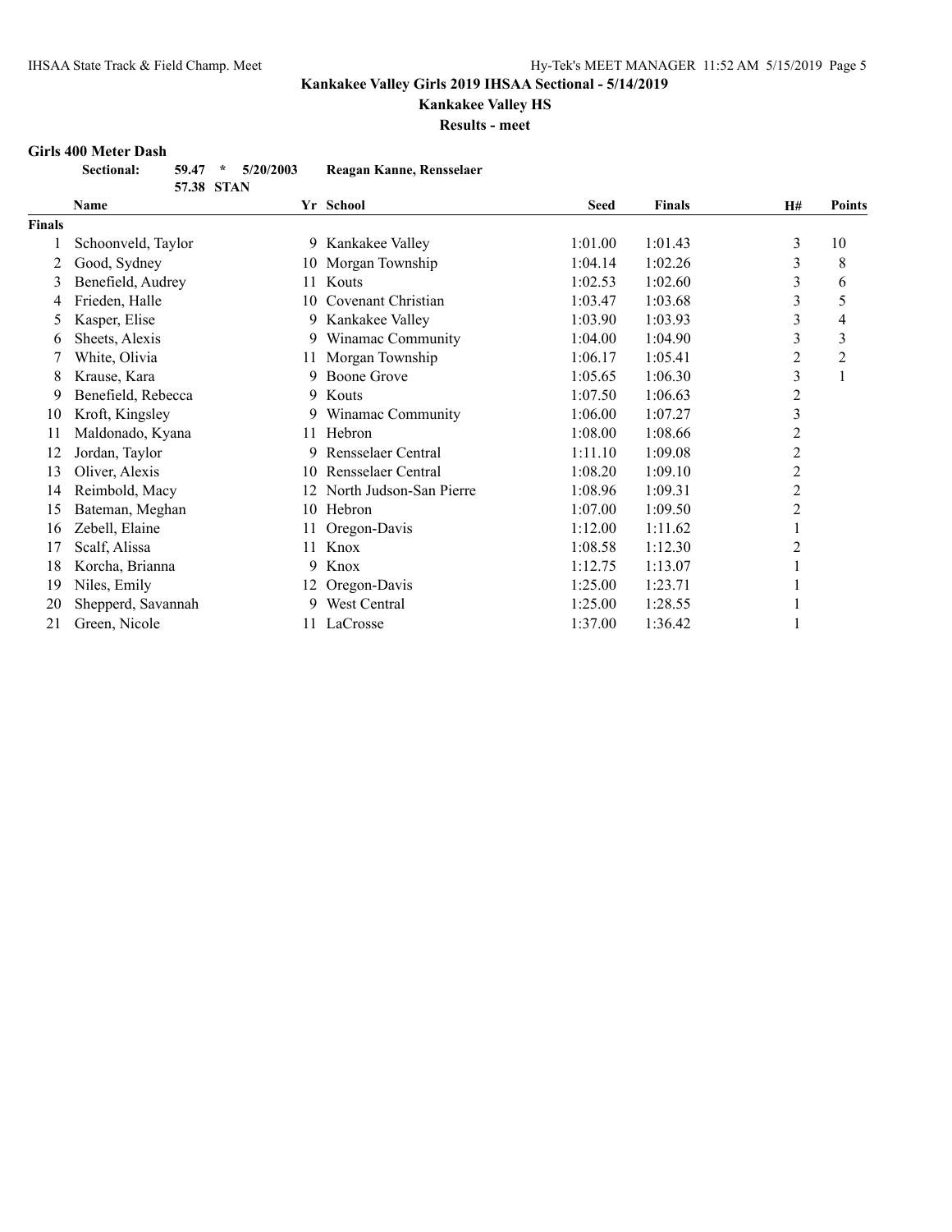**Kankakee Valley Girls 2019 IHSAA Sectional - 5/14/2019**

**Kankakee Valley HS**

**Results - meet**

### Girls 400 Meter Dash

**Sectional:** **59.47** * **5/20/2003** **Reagan Kanne, Rensselaer**

**57.38 STAN**

| | Name | Yr | School | Seed | Finals | H# | Points |
|---|---|---|---|---|---|---|---|
| **Finals** | | | | | | | |
| 1 | Schoonveld, Taylor | 9 | Kankakee Valley | 1:01.00 | 1:01.43 | 3 | 10 |
| 2 | Good, Sydney | 10 | Morgan Township | 1:04.14 | 1:02.26 | 3 | 8 |
| 3 | Benefield, Audrey | 11 | Kouts | 1:02.53 | 1:02.60 | 3 | 6 |
| 4 | Frieden, Halle | 10 | Covenant Christian | 1:03.47 | 1:03.68 | 3 | 5 |
| 5 | Kasper, Elise | 9 | Kankakee Valley | 1:03.90 | 1:03.93 | 3 | 4 |
| 6 | Sheets, Alexis | 9 | Winamac Community | 1:04.00 | 1:04.90 | 3 | 3 |
| 7 | White, Olivia | 11 | Morgan Township | 1:06.17 | 1:05.41 | 2 | 2 |
| 8 | Krause, Kara | 9 | Boone Grove | 1:05.65 | 1:06.30 | 3 | 1 |
| 9 | Benefield, Rebecca | 9 | Kouts | 1:07.50 | 1:06.63 | 2 | |
| 10 | Kroft, Kingsley | 9 | Winamac Community | 1:06.00 | 1:07.27 | 3 | |
| 11 | Maldonado, Kyana | 11 | Hebron | 1:08.00 | 1:08.66 | 2 | |
| 12 | Jordan, Taylor | 9 | Rensselaer Central | 1:11.10 | 1:09.08 | 2 | |
| 13 | Oliver, Alexis | 10 | Rensselaer Central | 1:08.20 | 1:09.10 | 2 | |
| 14 | Reimbold, Macy | 12 | North Judson-San Pierre | 1:08.96 | 1:09.31 | 2 | |
| 15 | Bateman, Meghan | 10 | Hebron | 1:07.00 | 1:09.50 | 2 | |
| 16 | Zebell, Elaine | 11 | Oregon-Davis | 1:12.00 | 1:11.62 | 1 | |
| 17 | Scalf, Alissa | 11 | Knox | 1:08.58 | 1:12.30 | 2 | |
| 18 | Korcha, Brianna | 9 | Knox | 1:12.75 | 1:13.07 | 1 | |
| 19 | Niles, Emily | 12 | Oregon-Davis | 1:25.00 | 1:23.71 | 1 | |
| 20 | Shepperd, Savannah | 9 | West Central | 1:25.00 | 1:28.55 | 1 | |
| 21 | Green, Nicole | 11 | LaCrosse | 1:37.00 | 1:36.42 | 1 | |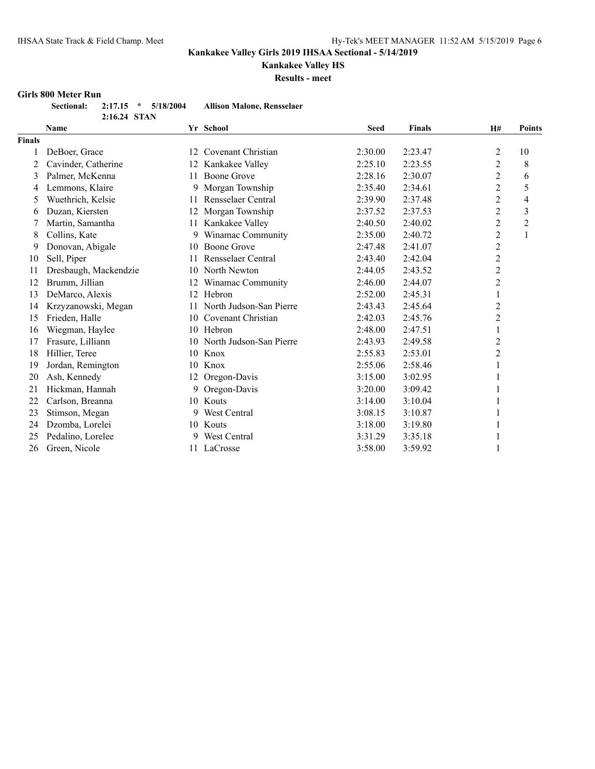# Kankakee Valley Girls 2019 IHSAA Sectional - 5/14/2019

## Kankakee Valley HS

### Results - meet

**Girls 800 Meter Run**

| | | | | |
|---|---|---|---|---|
| **Sectional:** | **2:17.15** | **\*** | **5/18/2004** | **Allison Malone, Rensselaer** |
| | **2:16.24** | **STAN** | | |

| | Name | Yr | School | Seed | Finals | H# | Points |
|---|---|---|---|---|---|---|---|
| **Finals** | | | | | | | |
| 1 | DeBoer, Grace | 12 | Covenant Christian | 2:30.00 | 2:23.47 | 2 | 10 |
| 2 | Cavinder, Catherine | 12 | Kankakee Valley | 2:25.10 | 2:23.55 | 2 | 8 |
| 3 | Palmer, McKenna | 11 | Boone Grove | 2:28.16 | 2:30.07 | 2 | 6 |
| 4 | Lemmons, Klaire | 9 | Morgan Township | 2:35.40 | 2:34.61 | 2 | 5 |
| 5 | Wuethrich, Kelsie | 11 | Rensselaer Central | 2:39.90 | 2:37.48 | 2 | 4 |
| 6 | Duzan, Kiersten | 12 | Morgan Township | 2:37.52 | 2:37.53 | 2 | 3 |
| 7 | Martin, Samantha | 11 | Kankakee Valley | 2:40.50 | 2:40.02 | 2 | 2 |
| 8 | Collins, Kate | 9 | Winamac Community | 2:35.00 | 2:40.72 | 2 | 1 |
| 9 | Donovan, Abigale | 10 | Boone Grove | 2:47.48 | 2:41.07 | 2 | |
| 10 | Sell, Piper | 11 | Rensselaer Central | 2:43.40 | 2:42.04 | 2 | |
| 11 | Dresbaugh, Mackendzie | 10 | North Newton | 2:44.05 | 2:43.52 | 2 | |
| 12 | Brumm, Jillian | 12 | Winamac Community | 2:46.00 | 2:44.07 | 2 | |
| 13 | DeMarco, Alexis | 12 | Hebron | 2:52.00 | 2:45.31 | 1 | |
| 14 | Krzyzanowski, Megan | 11 | North Judson-San Pierre | 2:43.43 | 2:45.64 | 2 | |
| 15 | Frieden, Halle | 10 | Covenant Christian | 2:42.03 | 2:45.76 | 2 | |
| 16 | Wiegman, Haylee | 10 | Hebron | 2:48.00 | 2:47.51 | 1 | |
| 17 | Frasure, Lilliann | 10 | North Judson-San Pierre | 2:43.93 | 2:49.58 | 2 | |
| 18 | Hillier, Teree | 10 | Knox | 2:55.83 | 2:53.01 | 2 | |
| 19 | Jordan, Remington | 10 | Knox | 2:55.06 | 2:58.46 | 1 | |
| 20 | Ash, Kennedy | 12 | Oregon-Davis | 3:15.00 | 3:02.95 | 1 | |
| 21 | Hickman, Hannah | 9 | Oregon-Davis | 3:20.00 | 3:09.42 | 1 | |
| 22 | Carlson, Breanna | 10 | Kouts | 3:14.00 | 3:10.04 | 1 | |
| 23 | Stimson, Megan | 9 | West Central | 3:08.15 | 3:10.87 | 1 | |
| 24 | Dzomba, Lorelei | 10 | Kouts | 3:18.00 | 3:19.80 | 1 | |
| 25 | Pedalino, Lorelee | 9 | West Central | 3:31.29 | 3:35.18 | 1 | |
| 26 | Green, Nicole | 11 | LaCrosse | 3:58.00 | 3:59.92 | 1 | |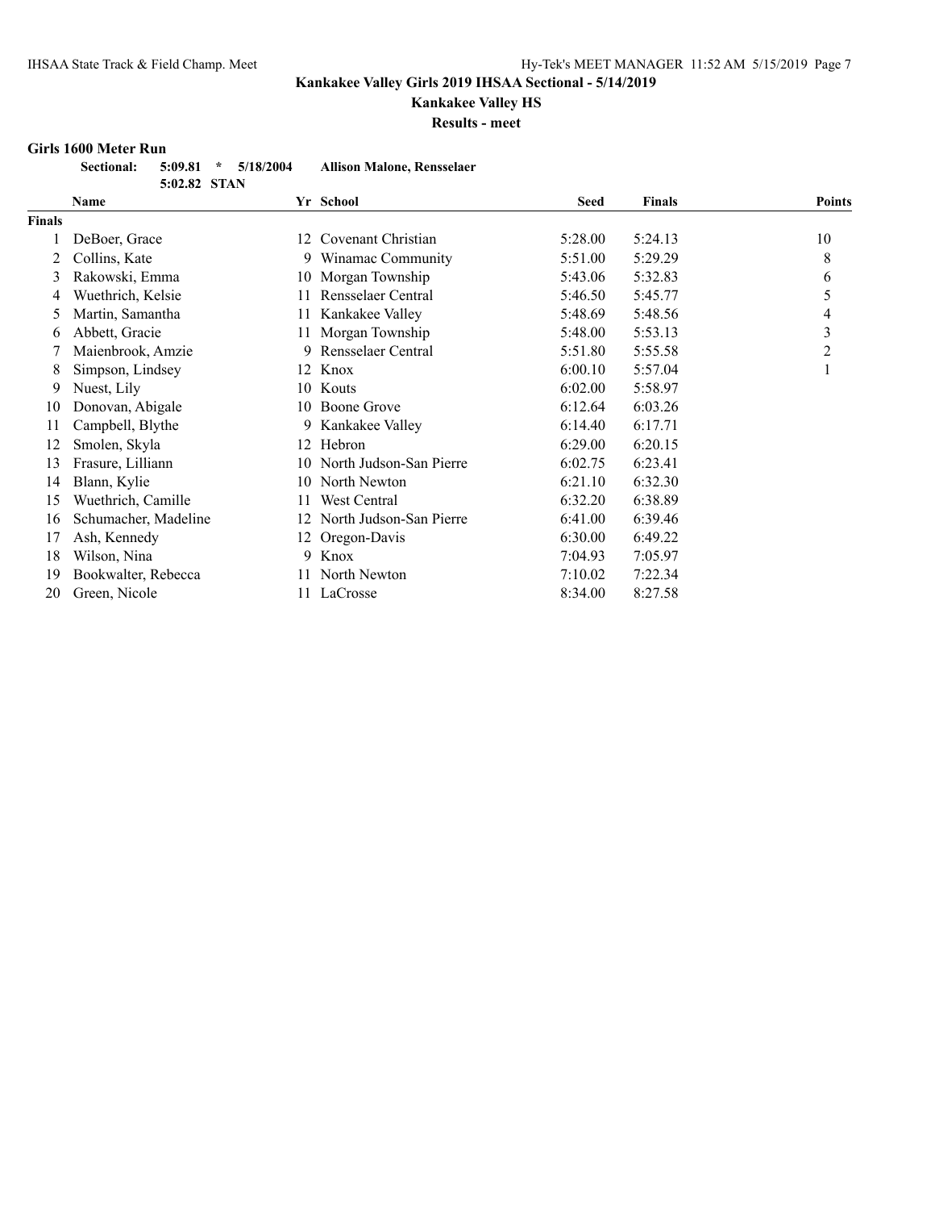# Kankakee Valley Girls 2019 IHSAA Sectional - 5/14/2019

## Kankakee Valley HS

### Results - meet

**Girls 1600 Meter Run**

**Sectional: 5:09.81 * 5/18/2004 Allison Malone, Rensselaer**
**5:02.82 STAN**

| | Name | Yr | School | Seed | Finals | Points |
|---|---|---|---|---|---|---|
| **Finals** | | | | | | |
| 1 | DeBoer, Grace | 12 | Covenant Christian | 5:28.00 | 5:24.13 | 10 |
| 2 | Collins, Kate | 9 | Winamac Community | 5:51.00 | 5:29.29 | 8 |
| 3 | Rakowski, Emma | 10 | Morgan Township | 5:43.06 | 5:32.83 | 6 |
| 4 | Wuethrich, Kelsie | 11 | Rensselaer Central | 5:46.50 | 5:45.77 | 5 |
| 5 | Martin, Samantha | 11 | Kankakee Valley | 5:48.69 | 5:48.56 | 4 |
| 6 | Abbett, Gracie | 11 | Morgan Township | 5:48.00 | 5:53.13 | 3 |
| 7 | Maienbrook, Amzie | 9 | Rensselaer Central | 5:51.80 | 5:55.58 | 2 |
| 8 | Simpson, Lindsey | 12 | Knox | 6:00.10 | 5:57.04 | 1 |
| 9 | Nuest, Lily | 10 | Kouts | 6:02.00 | 5:58.97 | |
| 10 | Donovan, Abigale | 10 | Boone Grove | 6:12.64 | 6:03.26 | |
| 11 | Campbell, Blythe | 9 | Kankakee Valley | 6:14.40 | 6:17.71 | |
| 12 | Smolen, Skyla | 12 | Hebron | 6:29.00 | 6:20.15 | |
| 13 | Frasure, Lilliann | 10 | North Judson-San Pierre | 6:02.75 | 6:23.41 | |
| 14 | Blann, Kylie | 10 | North Newton | 6:21.10 | 6:32.30 | |
| 15 | Wuethrich, Camille | 11 | West Central | 6:32.20 | 6:38.89 | |
| 16 | Schumacher, Madeline | 12 | North Judson-San Pierre | 6:41.00 | 6:39.46 | |
| 17 | Ash, Kennedy | 12 | Oregon-Davis | 6:30.00 | 6:49.22 | |
| 18 | Wilson, Nina | 9 | Knox | 7:04.93 | 7:05.97 | |
| 19 | Bookwalter, Rebecca | 11 | North Newton | 7:10.02 | 7:22.34 | |
| 20 | Green, Nicole | 11 | LaCrosse | 8:34.00 | 8:27.58 | |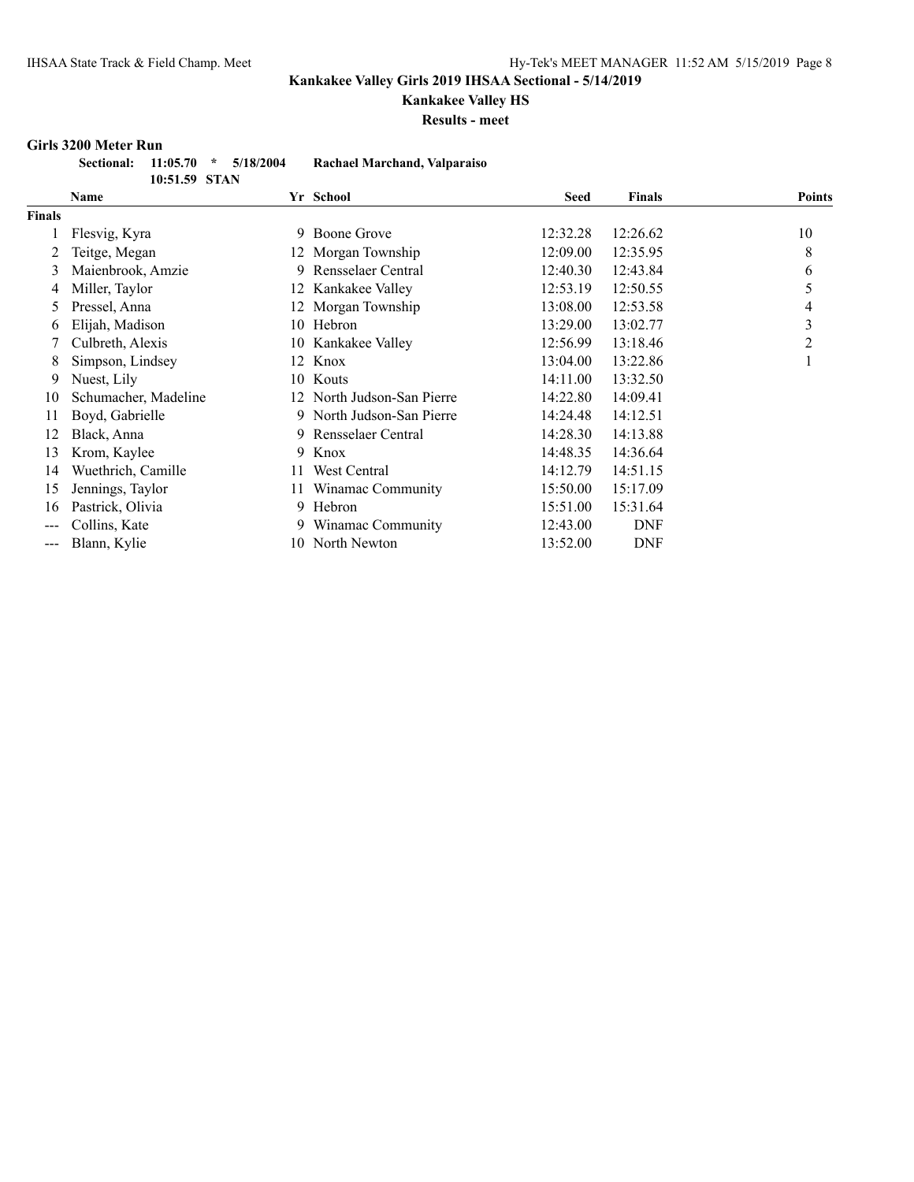# Kankakee Valley Girls 2019 IHSAA Sectional - 5/14/2019

## Kankakee Valley HS

### Results - meet

**Girls 3200 Meter Run**

**Sectional: 11:05.70 * 5/18/2004 Rachael Marchand, Valparaiso**
**10:51.59 STAN**

| | Name | Yr | School | Seed | Finals | Points |
|---|---|---|---|---|---|---|
| **Finals** | | | | | | |
| 1 | Flesvig, Kyra | 9 | Boone Grove | 12:32.28 | 12:26.62 | 10 |
| 2 | Teitge, Megan | 12 | Morgan Township | 12:09.00 | 12:35.95 | 8 |
| 3 | Maienbrook, Amzie | 9 | Rensselaer Central | 12:40.30 | 12:43.84 | 6 |
| 4 | Miller, Taylor | 12 | Kankakee Valley | 12:53.19 | 12:50.55 | 5 |
| 5 | Pressel, Anna | 12 | Morgan Township | 13:08.00 | 12:53.58 | 4 |
| 6 | Elijah, Madison | 10 | Hebron | 13:29.00 | 13:02.77 | 3 |
| 7 | Culbreth, Alexis | 10 | Kankakee Valley | 12:56.99 | 13:18.46 | 2 |
| 8 | Simpson, Lindsey | 12 | Knox | 13:04.00 | 13:22.86 | 1 |
| 9 | Nuest, Lily | 10 | Kouts | 14:11.00 | 13:32.50 | |
| 10 | Schumacher, Madeline | 12 | North Judson-San Pierre | 14:22.80 | 14:09.41 | |
| 11 | Boyd, Gabrielle | 9 | North Judson-San Pierre | 14:24.48 | 14:12.51 | |
| 12 | Black, Anna | 9 | Rensselaer Central | 14:28.30 | 14:13.88 | |
| 13 | Krom, Kaylee | 9 | Knox | 14:48.35 | 14:36.64 | |
| 14 | Wuethrich, Camille | 11 | West Central | 14:12.79 | 14:51.15 | |
| 15 | Jennings, Taylor | 11 | Winamac Community | 15:50.00 | 15:17.09 | |
| 16 | Pastrick, Olivia | 9 | Hebron | 15:51.00 | 15:31.64 | |
| --- | Collins, Kate | 9 | Winamac Community | 12:43.00 | DNF | |
| --- | Blann, Kylie | 10 | North Newton | 13:52.00 | DNF | |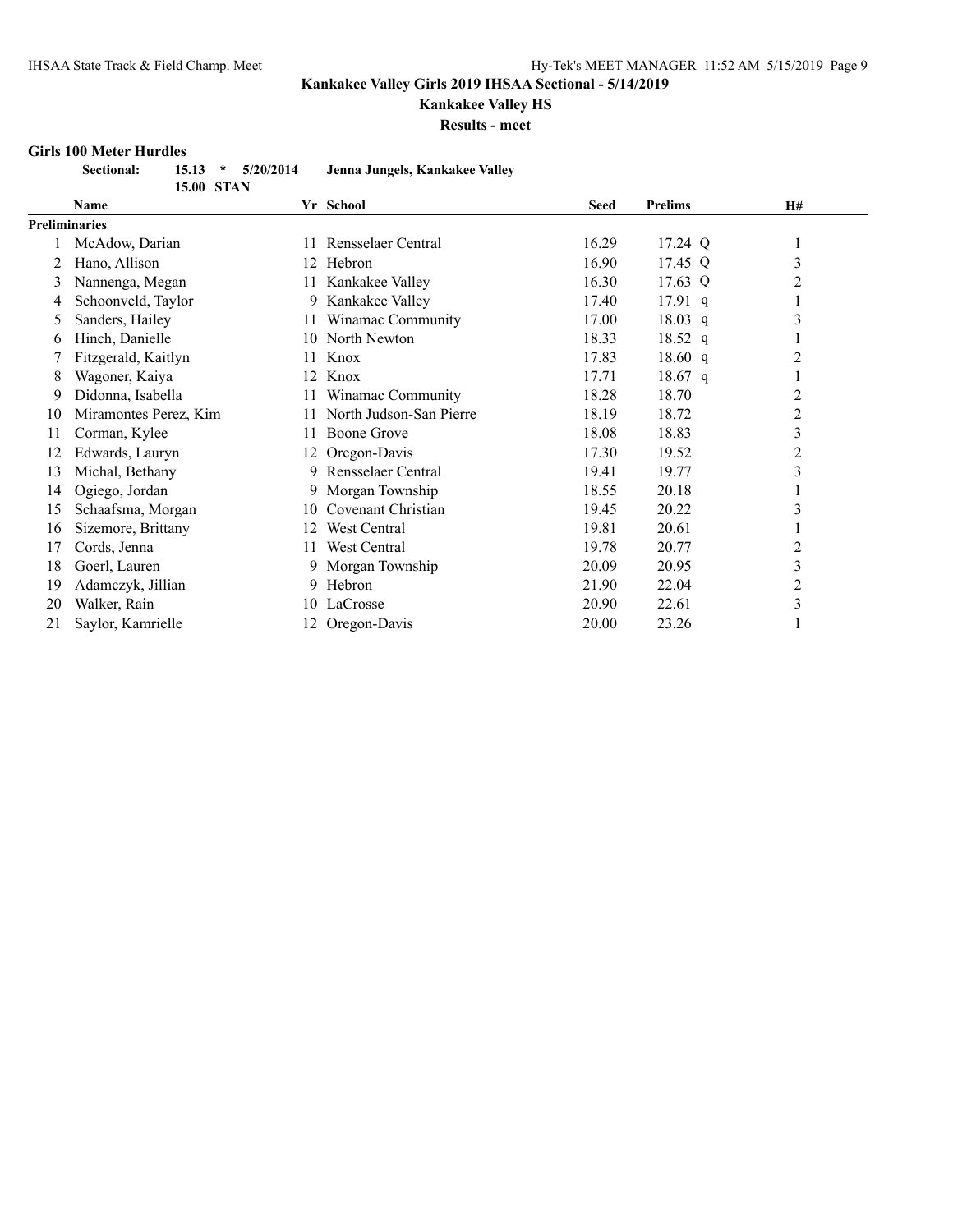## Kankakee Valley Girls 2019 IHSAA Sectional - 5/14/2019

### Kankakee Valley HS

### Results - meet

**Girls 100 Meter Hurdles**

| | | | | |
|---|---|---|---|---|
| **Sectional:** | **15.13** | ***** | **5/20/2014** | **Jenna Jungels, Kankakee Valley** |
| | **15.00** | **STAN** | | |

| | Name | Yr | School | Seed | Prelims | | H# |
|---|---|---|---|---|---|---|---|
| **Preliminaries** | | | | | | | |
| 1 | McAdow, Darian | 11 | Rensselaer Central | 16.29 | 17.24 | Q | 1 |
| 2 | Hano, Allison | 12 | Hebron | 16.90 | 17.45 | Q | 3 |
| 3 | Nannenga, Megan | 11 | Kankakee Valley | 16.30 | 17.63 | Q | 2 |
| 4 | Schoonveld, Taylor | 9 | Kankakee Valley | 17.40 | 17.91 | q | 1 |
| 5 | Sanders, Hailey | 11 | Winamac Community | 17.00 | 18.03 | q | 3 |
| 6 | Hinch, Danielle | 10 | North Newton | 18.33 | 18.52 | q | 1 |
| 7 | Fitzgerald, Kaitlyn | 11 | Knox | 17.83 | 18.60 | q | 2 |
| 8 | Wagoner, Kaiya | 12 | Knox | 17.71 | 18.67 | q | 1 |
| 9 | Didonna, Isabella | 11 | Winamac Community | 18.28 | 18.70 | | 2 |
| 10 | Miramontes Perez, Kim | 11 | North Judson-San Pierre | 18.19 | 18.72 | | 2 |
| 11 | Corman, Kylee | 11 | Boone Grove | 18.08 | 18.83 | | 3 |
| 12 | Edwards, Lauryn | 12 | Oregon-Davis | 17.30 | 19.52 | | 2 |
| 13 | Michal, Bethany | 9 | Rensselaer Central | 19.41 | 19.77 | | 3 |
| 14 | Ogiego, Jordan | 9 | Morgan Township | 18.55 | 20.18 | | 1 |
| 15 | Schaafsma, Morgan | 10 | Covenant Christian | 19.45 | 20.22 | | 3 |
| 16 | Sizemore, Brittany | 12 | West Central | 19.81 | 20.61 | | 1 |
| 17 | Cords, Jenna | 11 | West Central | 19.78 | 20.77 | | 2 |
| 18 | Goerl, Lauren | 9 | Morgan Township | 20.09 | 20.95 | | 3 |
| 19 | Adamczyk, Jillian | 9 | Hebron | 21.90 | 22.04 | | 2 |
| 20 | Walker, Rain | 10 | LaCrosse | 20.90 | 22.61 | | 3 |
| 21 | Saylor, Kamrielle | 12 | Oregon-Davis | 20.00 | 23.26 | | 1 |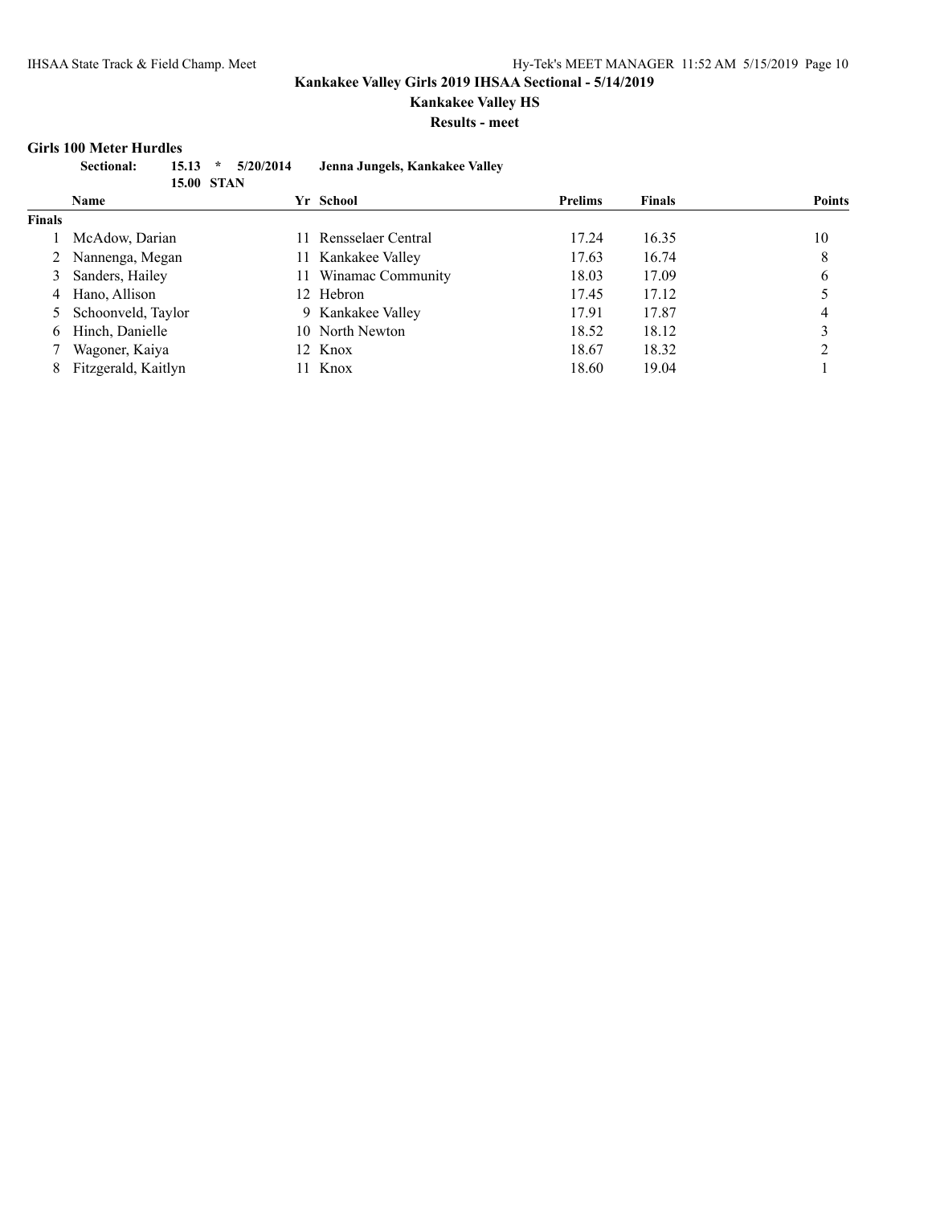**Kankakee Valley Girls 2019 IHSAA Sectional - 5/14/2019**

**Kankakee Valley HS**

**Results - meet**

### Girls 100 Meter Hurdles

**Sectional: 15.13 * 5/20/2014 Jenna Jungels, Kankakee Valley**
**15.00 STAN**

| | Name | Yr | School | Prelims | Finals | Points |
|---|---|---|---|---|---|---|
| **Finals** | | | | | | |
| 1 | McAdow, Darian | 11 | Rensselaer Central | 17.24 | 16.35 | 10 |
| 2 | Nannenga, Megan | 11 | Kankakee Valley | 17.63 | 16.74 | 8 |
| 3 | Sanders, Hailey | 11 | Winamac Community | 18.03 | 17.09 | 6 |
| 4 | Hano, Allison | 12 | Hebron | 17.45 | 17.12 | 5 |
| 5 | Schoonveld, Taylor | 9 | Kankakee Valley | 17.91 | 17.87 | 4 |
| 6 | Hinch, Danielle | 10 | North Newton | 18.52 | 18.12 | 3 |
| 7 | Wagoner, Kaiya | 12 | Knox | 18.67 | 18.32 | 2 |
| 8 | Fitzgerald, Kaitlyn | 11 | Knox | 18.60 | 19.04 | 1 |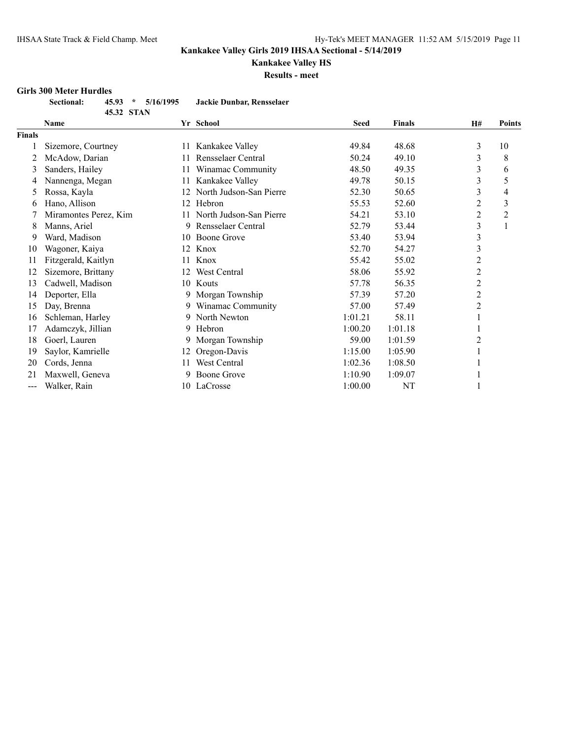**Kankakee Valley Girls 2019 IHSAA Sectional - 5/14/2019**

**Kankakee Valley HS**

**Results - meet**

### Girls 300 Meter Hurdles

**Sectional:** 45.93 * 5/16/1995 **Jackie Dunbar, Rensselaer**

45.32 STAN

| | Name | Yr | School | Seed | Finals | H# | Points |
|---|---|---|---|---|---|---|---|
| **Finals** | | | | | | | |
| 1 | Sizemore, Courtney | 11 | Kankakee Valley | 49.84 | 48.68 | 3 | 10 |
| 2 | McAdow, Darian | 11 | Rensselaer Central | 50.24 | 49.10 | 3 | 8 |
| 3 | Sanders, Hailey | 11 | Winamac Community | 48.50 | 49.35 | 3 | 6 |
| 4 | Nannenga, Megan | 11 | Kankakee Valley | 49.78 | 50.15 | 3 | 5 |
| 5 | Rossa, Kayla | 12 | North Judson-San Pierre | 52.30 | 50.65 | 3 | 4 |
| 6 | Hano, Allison | 12 | Hebron | 55.53 | 52.60 | 2 | 3 |
| 7 | Miramontes Perez, Kim | 11 | North Judson-San Pierre | 54.21 | 53.10 | 2 | 2 |
| 8 | Manns, Ariel | 9 | Rensselaer Central | 52.79 | 53.44 | 3 | 1 |
| 9 | Ward, Madison | 10 | Boone Grove | 53.40 | 53.94 | 3 | |
| 10 | Wagoner, Kaiya | 12 | Knox | 52.70 | 54.27 | 3 | |
| 11 | Fitzgerald, Kaitlyn | 11 | Knox | 55.42 | 55.02 | 2 | |
| 12 | Sizemore, Brittany | 12 | West Central | 58.06 | 55.92 | 2 | |
| 13 | Cadwell, Madison | 10 | Kouts | 57.78 | 56.35 | 2 | |
| 14 | Deporter, Ella | 9 | Morgan Township | 57.39 | 57.20 | 2 | |
| 15 | Day, Brenna | 9 | Winamac Community | 57.00 | 57.49 | 2 | |
| 16 | Schleman, Harley | 9 | North Newton | 1:01.21 | 58.11 | 1 | |
| 17 | Adamczyk, Jillian | 9 | Hebron | 1:00.20 | 1:01.18 | 1 | |
| 18 | Goerl, Lauren | 9 | Morgan Township | 59.00 | 1:01.59 | 2 | |
| 19 | Saylor, Kamrielle | 12 | Oregon-Davis | 1:15.00 | 1:05.90 | 1 | |
| 20 | Cords, Jenna | 11 | West Central | 1:02.36 | 1:08.50 | 1 | |
| 21 | Maxwell, Geneva | 9 | Boone Grove | 1:10.90 | 1:09.07 | 1 | |
| --- | Walker, Rain | 10 | LaCrosse | 1:00.00 | NT | 1 | |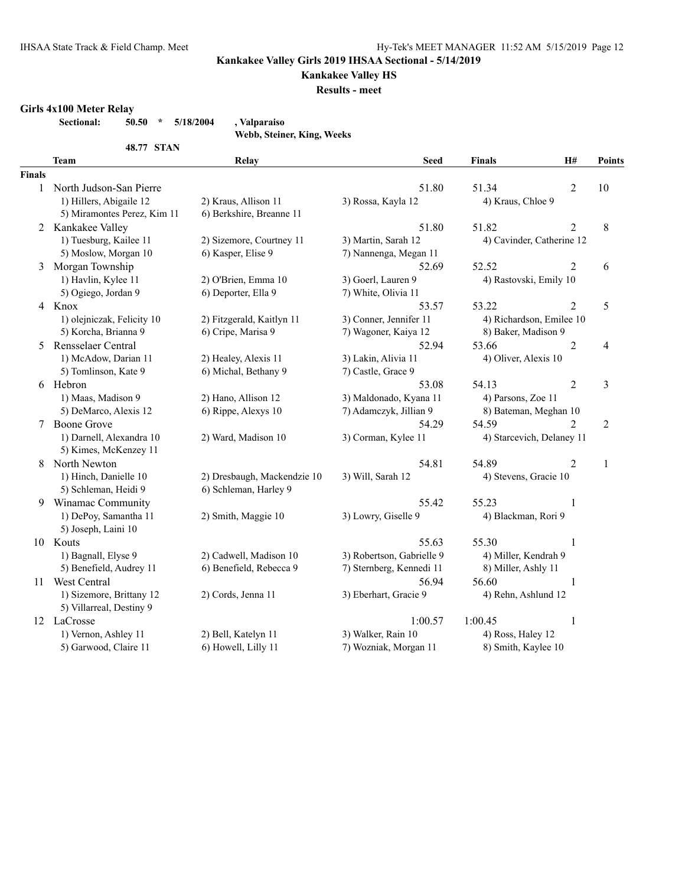**Kankakee Valley Girls 2019 IHSAA Sectional - 5/14/2019**

**Kankakee Valley HS**

**Results - meet**

**Girls 4x100 Meter Relay**

**Sectional: 50.50 * 5/18/2004 , Valparaiso**
**Webb, Steiner, King, Weeks**

**48.77 STAN**

| | Team | Relay | | Seed | Finals | H# | Points |
|---|---|---|---|---|---|---|---|
| **Finals** | | | | | | | |
| 1 | North Judson-San Pierre | | | 51.80 | 51.34 | 2 | 10 |
| | 1) Hillers, Abigaile 12 | 2) Kraus, Allison 11 | 3) Rossa, Kayla 12 | 4) Kraus, Chloe 9 | | | |
| | 5) Miramontes Perez, Kim 11 | 6) Berkshire, Breanne 11 | | | | | |
| 2 | Kankakee Valley | | | 51.80 | 51.82 | 2 | 8 |
| | 1) Tuesburg, Kailee 11 | 2) Sizemore, Courtney 11 | 3) Martin, Sarah 12 | 4) Cavinder, Catherine 12 | | | |
| | 5) Moslow, Morgan 10 | 6) Kasper, Elise 9 | 7) Nannenga, Megan 11 | | | | |
| 3 | Morgan Township | | | 52.69 | 52.52 | 2 | 6 |
| | 1) Havlin, Kylee 11 | 2) O'Brien, Emma 10 | 3) Goerl, Lauren 9 | 4) Rastovski, Emily 10 | | | |
| | 5) Ogiego, Jordan 9 | 6) Deporter, Ella 9 | 7) White, Olivia 11 | | | | |
| 4 | Knox | | | 53.57 | 53.22 | 2 | 5 |
| | 1) olejniczak, Felicity 10 | 2) Fitzgerald, Kaitlyn 11 | 3) Conner, Jennifer 11 | 4) Richardson, Emilee 10 | | | |
| | 5) Korcha, Brianna 9 | 6) Cripe, Marisa 9 | 7) Wagoner, Kaiya 12 | 8) Baker, Madison 9 | | | |
| 5 | Rensselaer Central | | | 52.94 | 53.66 | 2 | 4 |
| | 1) McAdow, Darian 11 | 2) Healey, Alexis 11 | 3) Lakin, Alivia 11 | 4) Oliver, Alexis 10 | | | |
| | 5) Tomlinson, Kate 9 | 6) Michal, Bethany 9 | 7) Castle, Grace 9 | | | | |
| 6 | Hebron | | | 53.08 | 54.13 | 2 | 3 |
| | 1) Maas, Madison 9 | 2) Hano, Allison 12 | 3) Maldonado, Kyana 11 | 4) Parsons, Zoe 11 | | | |
| | 5) DeMarco, Alexis 12 | 6) Rippe, Alexys 10 | 7) Adamczyk, Jillian 9 | 8) Bateman, Meghan 10 | | | |
| 7 | Boone Grove | | | 54.29 | 54.59 | 2 | 2 |
| | 1) Darnell, Alexandra 10 | 2) Ward, Madison 10 | 3) Corman, Kylee 11 | 4) Starcevich, Delaney 11 | | | |
| | 5) Kimes, McKenzey 11 | | | | | | |
| 8 | North Newton | | | 54.81 | 54.89 | 2 | 1 |
| | 1) Hinch, Danielle 10 | 2) Dresbaugh, Mackendzie 10 | 3) Will, Sarah 12 | 4) Stevens, Gracie 10 | | | |
| | 5) Schleman, Heidi 9 | 6) Schleman, Harley 9 | | | | | |
| 9 | Winamac Community | | | 55.42 | 55.23 | 1 | |
| | 1) DePoy, Samantha 11 | 2) Smith, Maggie 10 | 3) Lowry, Giselle 9 | 4) Blackman, Rori 9 | | | |
| | 5) Joseph, Laini 10 | | | | | | |
| 10 | Kouts | | | 55.63 | 55.30 | 1 | |
| | 1) Bagnall, Elyse 9 | 2) Cadwell, Madison 10 | 3) Robertson, Gabrielle 9 | 4) Miller, Kendrah 9 | | | |
| | 5) Benefield, Audrey 11 | 6) Benefield, Rebecca 9 | 7) Sternberg, Kennedi 11 | 8) Miller, Ashly 11 | | | |
| 11 | West Central | | | 56.94 | 56.60 | 1 | |
| | 1) Sizemore, Brittany 12 | 2) Cords, Jenna 11 | 3) Eberhart, Gracie 9 | 4) Rehn, Ashlund 12 | | | |
| | 5) Villarreal, Destiny 9 | | | | | | |
| 12 | LaCrosse | | | 1:00.57 | 1:00.45 | 1 | |
| | 1) Vernon, Ashley 11 | 2) Bell, Katelyn 11 | 3) Walker, Rain 10 | 4) Ross, Haley 12 | | | |
| | 5) Garwood, Claire 11 | 6) Howell, Lilly 11 | 7) Wozniak, Morgan 11 | 8) Smith, Kaylee 10 | | | |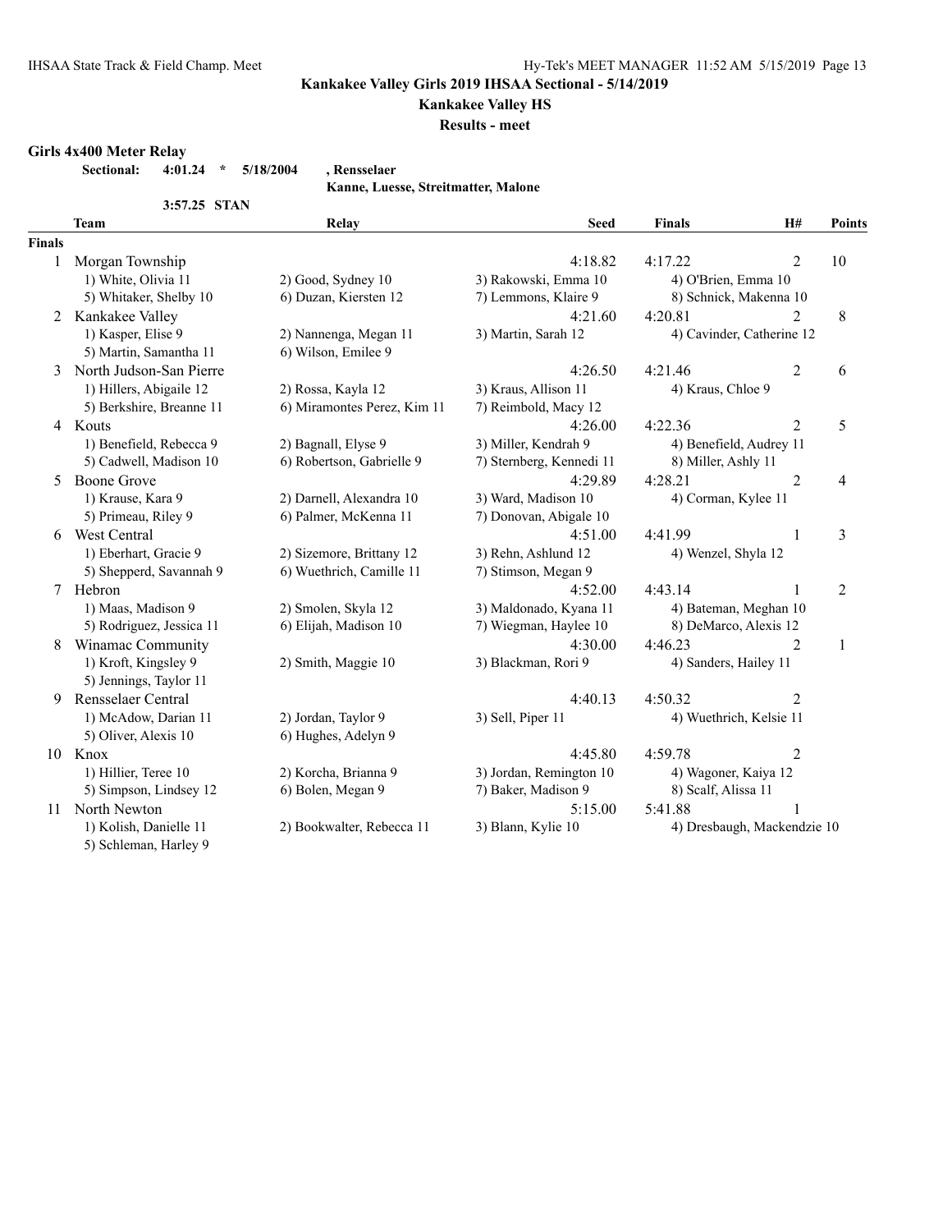# Kankakee Valley Girls 2019 IHSAA Sectional - 5/14/2019

## Kankakee Valley HS

### Results - meet

**Girls 4x400 Meter Relay**

**Sectional:** **4:01.24** * **5/18/2004** **, Rensselaer**
**Kanne, Luesse, Streitmatter, Malone**

**3:57.25 STAN**

| | Team | Relay | Seed | Finals | H# | Points |
|---|---|---|---|---|---|---|
| **Finals** | | | | | | |
| 1 | Morgan Township | | 4:18.82 | 4:17.22 | 2 | 10 |
| | 1) White, Olivia 11 | 2) Good, Sydney 10 | 3) Rakowski, Emma 10 | 4) O'Brien, Emma 10 | | |
| | 5) Whitaker, Shelby 10 | 6) Duzan, Kiersten 12 | 7) Lemmons, Klaire 9 | 8) Schnick, Makenna 10 | | |
| 2 | Kankakee Valley | | 4:21.60 | 4:20.81 | 2 | 8 |
| | 1) Kasper, Elise 9 | 2) Nannenga, Megan 11 | 3) Martin, Sarah 12 | 4) Cavinder, Catherine 12 | | |
| | 5) Martin, Samantha 11 | 6) Wilson, Emilee 9 | | | | |
| 3 | North Judson-San Pierre | | 4:26.50 | 4:21.46 | 2 | 6 |
| | 1) Hillers, Abigaile 12 | 2) Rossa, Kayla 12 | 3) Kraus, Allison 11 | 4) Kraus, Chloe 9 | | |
| | 5) Berkshire, Breanne 11 | 6) Miramontes Perez, Kim 11 | 7) Reimbold, Macy 12 | | | |
| 4 | Kouts | | 4:26.00 | 4:22.36 | 2 | 5 |
| | 1) Benefield, Rebecca 9 | 2) Bagnall, Elyse 9 | 3) Miller, Kendrah 9 | 4) Benefield, Audrey 11 | | |
| | 5) Cadwell, Madison 10 | 6) Robertson, Gabrielle 9 | 7) Sternberg, Kennedi 11 | 8) Miller, Ashly 11 | | |
| 5 | Boone Grove | | 4:29.89 | 4:28.21 | 2 | 4 |
| | 1) Krause, Kara 9 | 2) Darnell, Alexandra 10 | 3) Ward, Madison 10 | 4) Corman, Kylee 11 | | |
| | 5) Primeau, Riley 9 | 6) Palmer, McKenna 11 | 7) Donovan, Abigale 10 | | | |
| 6 | West Central | | 4:51.00 | 4:41.99 | 1 | 3 |
| | 1) Eberhart, Gracie 9 | 2) Sizemore, Brittany 12 | 3) Rehn, Ashlund 12 | 4) Wenzel, Shyla 12 | | |
| | 5) Shepperd, Savannah 9 | 6) Wuethrich, Camille 11 | 7) Stimson, Megan 9 | | | |
| 7 | Hebron | | 4:52.00 | 4:43.14 | 1 | 2 |
| | 1) Maas, Madison 9 | 2) Smolen, Skyla 12 | 3) Maldonado, Kyana 11 | 4) Bateman, Meghan 10 | | |
| | 5) Rodriguez, Jessica 11 | 6) Elijah, Madison 10 | 7) Wiegman, Haylee 10 | 8) DeMarco, Alexis 12 | | |
| 8 | Winamac Community | | 4:30.00 | 4:46.23 | 2 | 1 |
| | 1) Kroft, Kingsley 9 | 2) Smith, Maggie 10 | 3) Blackman, Rori 9 | 4) Sanders, Hailey 11 | | |
| | 5) Jennings, Taylor 11 | | | | | |
| 9 | Rensselaer Central | | 4:40.13 | 4:50.32 | 2 | |
| | 1) McAdow, Darian 11 | 2) Jordan, Taylor 9 | 3) Sell, Piper 11 | 4) Wuethrich, Kelsie 11 | | |
| | 5) Oliver, Alexis 10 | 6) Hughes, Adelyn 9 | | | | |
| 10 | Knox | | 4:45.80 | 4:59.78 | 2 | |
| | 1) Hillier, Teree 10 | 2) Korcha, Brianna 9 | 3) Jordan, Remington 10 | 4) Wagoner, Kaiya 12 | | |
| | 5) Simpson, Lindsey 12 | 6) Bolen, Megan 9 | 7) Baker, Madison 9 | 8) Scalf, Alissa 11 | | |
| 11 | North Newton | | 5:15.00 | 5:41.88 | 1 | |
| | 1) Kolish, Danielle 11 | 2) Bookwalter, Rebecca 11 | 3) Blann, Kylie 10 | 4) Dresbaugh, Mackendzie 10 | | |
| | 5) Schleman, Harley 9 | | | | | |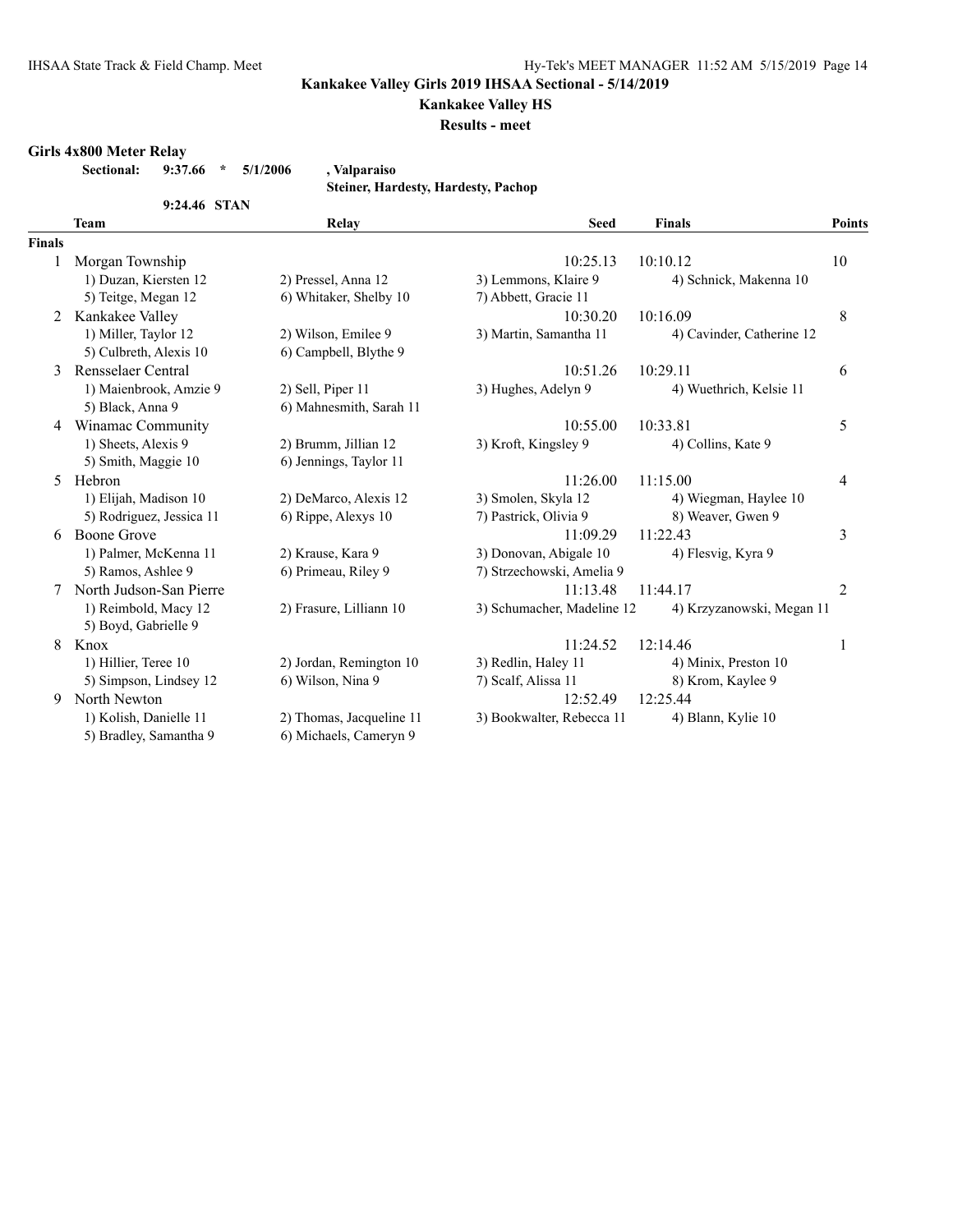**Kankakee Valley Girls 2019 IHSAA Sectional - 5/14/2019**

**Kankakee Valley HS**

**Results - meet**

**Girls 4x800 Meter Relay**

**Sectional: 9:37.66 * 5/1/2006 , Valparaiso**
**Steiner, Hardesty, Hardesty, Pachop**

**9:24.46 STAN**

| | Team | Relay | Seed | Finals | Points |
|---|---|---|---|---|---|
| **Finals** | | | | | |
| 1 | Morgan Township | | 10:25.13 | 10:10.12 | 10 |
| | 1) Duzan, Kiersten 12 | 2) Pressel, Anna 12 | 3) Lemmons, Klaire 9 | 4) Schnick, Makenna 10 | |
| | 5) Teitge, Megan 12 | 6) Whitaker, Shelby 10 | 7) Abbett, Gracie 11 | | |
| 2 | Kankakee Valley | | 10:30.20 | 10:16.09 | 8 |
| | 1) Miller, Taylor 12 | 2) Wilson, Emilee 9 | 3) Martin, Samantha 11 | 4) Cavinder, Catherine 12 | |
| | 5) Culbreth, Alexis 10 | 6) Campbell, Blythe 9 | | | |
| 3 | Rensselaer Central | | 10:51.26 | 10:29.11 | 6 |
| | 1) Maienbrook, Amzie 9 | 2) Sell, Piper 11 | 3) Hughes, Adelyn 9 | 4) Wuethrich, Kelsie 11 | |
| | 5) Black, Anna 9 | 6) Mahnesmith, Sarah 11 | | | |
| 4 | Winamac Community | | 10:55.00 | 10:33.81 | 5 |
| | 1) Sheets, Alexis 9 | 2) Brumm, Jillian 12 | 3) Kroft, Kingsley 9 | 4) Collins, Kate 9 | |
| | 5) Smith, Maggie 10 | 6) Jennings, Taylor 11 | | | |
| 5 | Hebron | | 11:26.00 | 11:15.00 | 4 |
| | 1) Elijah, Madison 10 | 2) DeMarco, Alexis 12 | 3) Smolen, Skyla 12 | 4) Wiegman, Haylee 10 | |
| | 5) Rodriguez, Jessica 11 | 6) Rippe, Alexys 10 | 7) Pastrick, Olivia 9 | 8) Weaver, Gwen 9 | |
| 6 | Boone Grove | | 11:09.29 | 11:22.43 | 3 |
| | 1) Palmer, McKenna 11 | 2) Krause, Kara 9 | 3) Donovan, Abigale 10 | 4) Flesvig, Kyra 9 | |
| | 5) Ramos, Ashlee 9 | 6) Primeau, Riley 9 | 7) Strzechowski, Amelia 9 | | |
| 7 | North Judson-San Pierre | | 11:13.48 | 11:44.17 | 2 |
| | 1) Reimbold, Macy 12 | 2) Frasure, Lilliann 10 | 3) Schumacher, Madeline 12 | 4) Krzyzanowski, Megan 11 | |
| | 5) Boyd, Gabrielle 9 | | | | |
| 8 | Knox | | 11:24.52 | 12:14.46 | 1 |
| | 1) Hillier, Teree 10 | 2) Jordan, Remington 10 | 3) Redlin, Haley 11 | 4) Minix, Preston 10 | |
| | 5) Simpson, Lindsey 12 | 6) Wilson, Nina 9 | 7) Scalf, Alissa 11 | 8) Krom, Kaylee 9 | |
| 9 | North Newton | | 12:52.49 | 12:25.44 | |
| | 1) Kolish, Danielle 11 | 2) Thomas, Jacqueline 11 | 3) Bookwalter, Rebecca 11 | 4) Blann, Kylie 10 | |
| | 5) Bradley, Samantha 9 | 6) Michaels, Cameryn 9 | | | |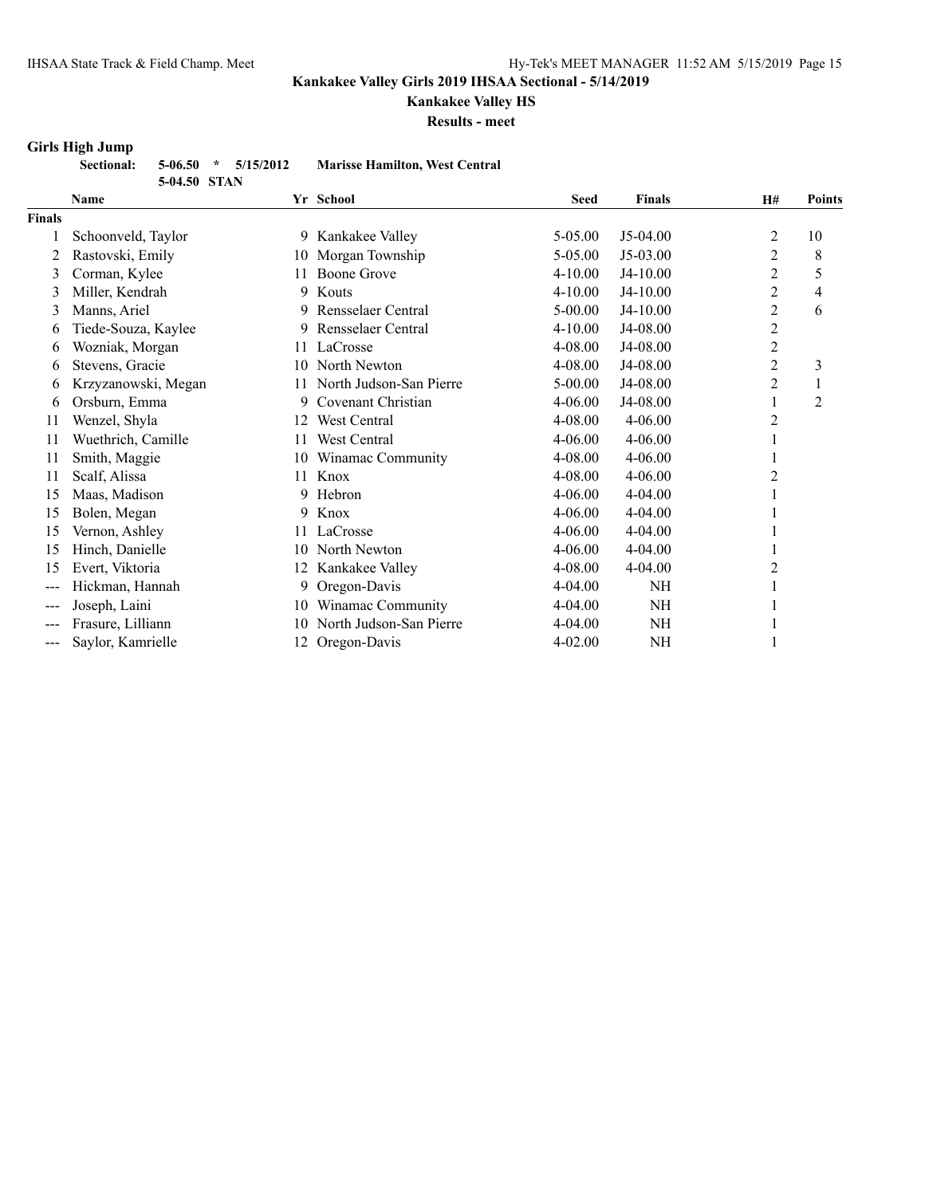**Kankakee Valley Girls 2019 IHSAA Sectional - 5/14/2019**

**Kankakee Valley HS**

**Results - meet**

### Girls High Jump

**Sectional: 5-06.50 * 5/15/2012 Marisse Hamilton, West Central**

**5-04.50 STAN**

| | Name | Yr | School | Seed | Finals | H# | Points |
|---|---|---|---|---|---|---|---|
| **Finals** | | | | | | | |
| 1 | Schoonveld, Taylor | 9 | Kankakee Valley | 5-05.00 | J5-04.00 | 2 | 10 |
| 2 | Rastovski, Emily | 10 | Morgan Township | 5-05.00 | J5-03.00 | 2 | 8 |
| 3 | Corman, Kylee | 11 | Boone Grove | 4-10.00 | J4-10.00 | 2 | 5 |
| 3 | Miller, Kendrah | 9 | Kouts | 4-10.00 | J4-10.00 | 2 | 4 |
| 3 | Manns, Ariel | 9 | Rensselaer Central | 5-00.00 | J4-10.00 | 2 | 6 |
| 6 | Tiede-Souza, Kaylee | 9 | Rensselaer Central | 4-10.00 | J4-08.00 | 2 | |
| 6 | Wozniak, Morgan | 11 | LaCrosse | 4-08.00 | J4-08.00 | 2 | |
| 6 | Stevens, Gracie | 10 | North Newton | 4-08.00 | J4-08.00 | 2 | 3 |
| 6 | Krzyzanowski, Megan | 11 | North Judson-San Pierre | 5-00.00 | J4-08.00 | 2 | 1 |
| 6 | Orsburn, Emma | 9 | Covenant Christian | 4-06.00 | J4-08.00 | 1 | 2 |
| 11 | Wenzel, Shyla | 12 | West Central | 4-08.00 | 4-06.00 | 2 | |
| 11 | Wuethrich, Camille | 11 | West Central | 4-06.00 | 4-06.00 | 1 | |
| 11 | Smith, Maggie | 10 | Winamac Community | 4-08.00 | 4-06.00 | 1 | |
| 11 | Scalf, Alissa | 11 | Knox | 4-08.00 | 4-06.00 | 2 | |
| 15 | Maas, Madison | 9 | Hebron | 4-06.00 | 4-04.00 | 1 | |
| 15 | Bolen, Megan | 9 | Knox | 4-06.00 | 4-04.00 | 1 | |
| 15 | Vernon, Ashley | 11 | LaCrosse | 4-06.00 | 4-04.00 | 1 | |
| 15 | Hinch, Danielle | 10 | North Newton | 4-06.00 | 4-04.00 | 1 | |
| 15 | Evert, Viktoria | 12 | Kankakee Valley | 4-08.00 | 4-04.00 | 2 | |
| --- | Hickman, Hannah | 9 | Oregon-Davis | 4-04.00 | NH | 1 | |
| --- | Joseph, Laini | 10 | Winamac Community | 4-04.00 | NH | 1 | |
| --- | Frasure, Lilliann | 10 | North Judson-San Pierre | 4-04.00 | NH | 1 | |
| --- | Saylor, Kamrielle | 12 | Oregon-Davis | 4-02.00 | NH | 1 | |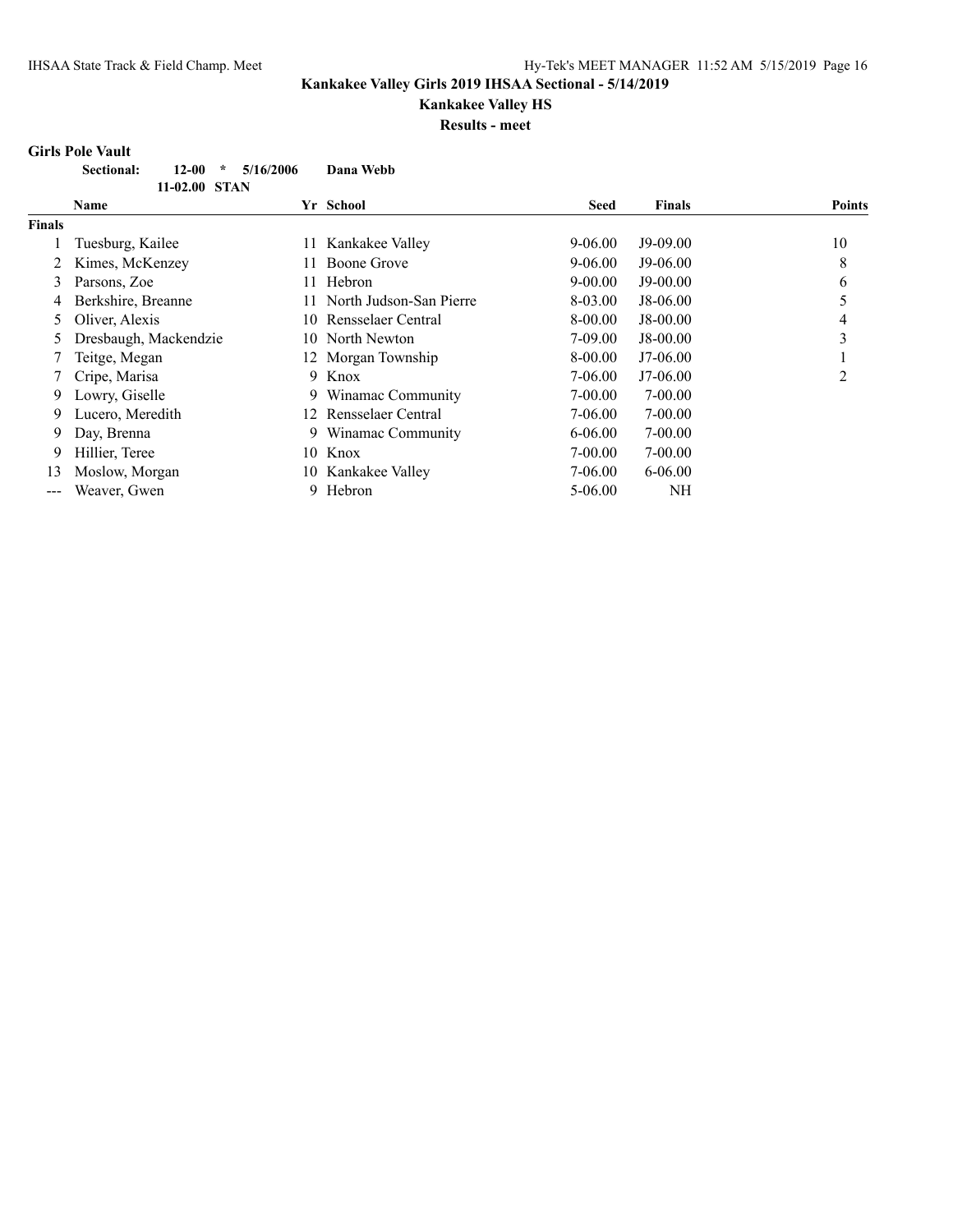## Kankakee Valley Girls 2019 IHSAA Sectional - 5/14/2019

### Kankakee Valley HS

### Results - meet

**Girls Pole Vault**

**Sectional:** **12-00** * **5/16/2006** **Dana Webb**
**11-02.00 STAN**

| | Name | Yr | School | Seed | Finals | Points |
|---|---|---|---|---|---|---|
| **Finals** | | | | | | |
| 1 | Tuesburg, Kailee | 11 | Kankakee Valley | 9-06.00 | J9-09.00 | 10 |
| 2 | Kimes, McKenzey | 11 | Boone Grove | 9-06.00 | J9-06.00 | 8 |
| 3 | Parsons, Zoe | 11 | Hebron | 9-00.00 | J9-00.00 | 6 |
| 4 | Berkshire, Breanne | 11 | North Judson-San Pierre | 8-03.00 | J8-06.00 | 5 |
| 5 | Oliver, Alexis | 10 | Rensselaer Central | 8-00.00 | J8-00.00 | 4 |
| 5 | Dresbaugh, Mackendzie | 10 | North Newton | 7-09.00 | J8-00.00 | 3 |
| 7 | Teitge, Megan | 12 | Morgan Township | 8-00.00 | J7-06.00 | 1 |
| 7 | Cripe, Marisa | 9 | Knox | 7-06.00 | J7-06.00 | 2 |
| 9 | Lowry, Giselle | 9 | Winamac Community | 7-00.00 | 7-00.00 | |
| 9 | Lucero, Meredith | 12 | Rensselaer Central | 7-06.00 | 7-00.00 | |
| 9 | Day, Brenna | 9 | Winamac Community | 6-06.00 | 7-00.00 | |
| 9 | Hillier, Teree | 10 | Knox | 7-00.00 | 7-00.00 | |
| 13 | Moslow, Morgan | 10 | Kankakee Valley | 7-06.00 | 6-06.00 | |
| --- | Weaver, Gwen | 9 | Hebron | 5-06.00 | NH | |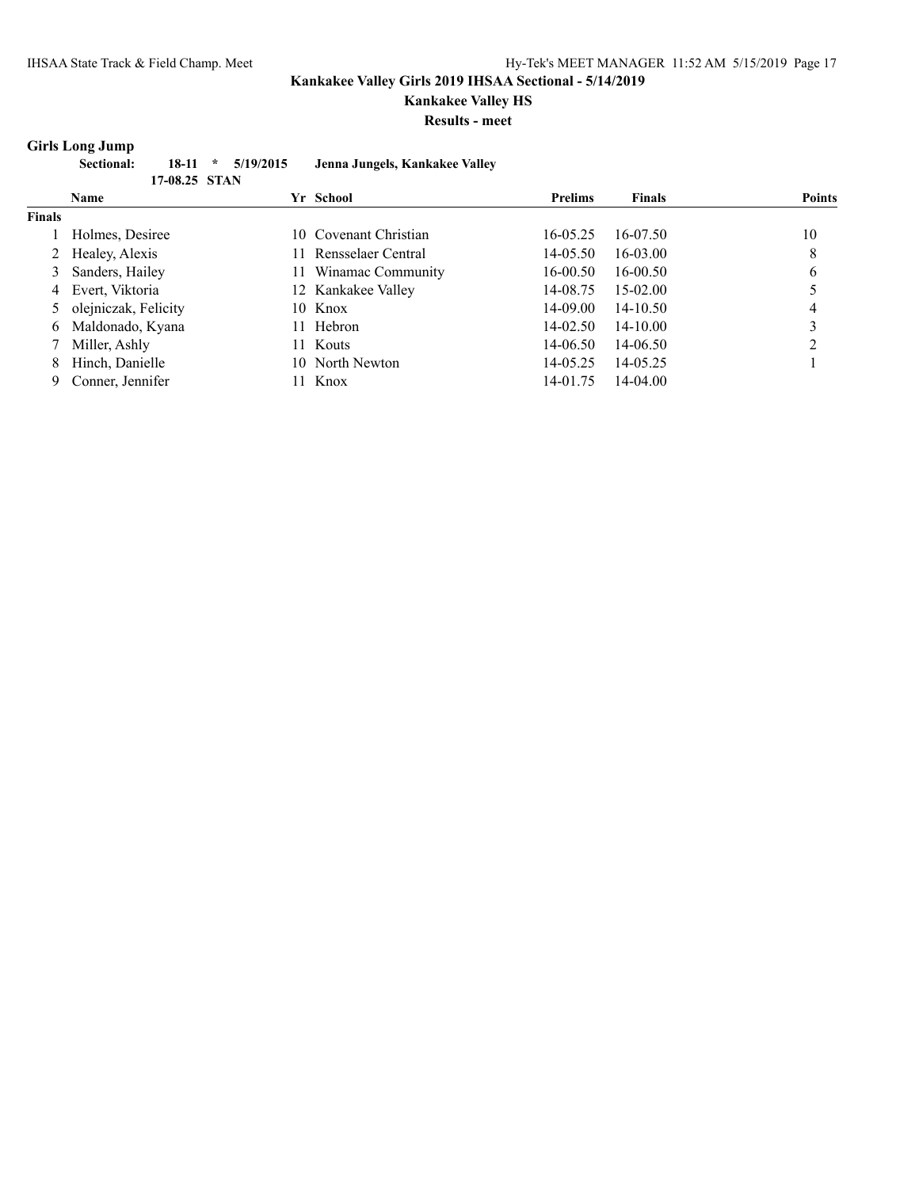**Kankakee Valley Girls 2019 IHSAA Sectional - 5/14/2019**

**Kankakee Valley HS**

**Results - meet**

## Girls Long Jump

**Sectional: 18-11 * 5/19/2015 Jenna Jungels, Kankakee Valley**

**17-08.25 STAN**

| | Name | Yr | School | Prelims | Finals | Points |
|---|---|---|---|---|---|---|
| **Finals** | | | | | | |
| 1 | Holmes, Desiree | 10 | Covenant Christian | 16-05.25 | 16-07.50 | 10 |
| 2 | Healey, Alexis | 11 | Rensselaer Central | 14-05.50 | 16-03.00 | 8 |
| 3 | Sanders, Hailey | 11 | Winamac Community | 16-00.50 | 16-00.50 | 6 |
| 4 | Evert, Viktoria | 12 | Kankakee Valley | 14-08.75 | 15-02.00 | 5 |
| 5 | olejniczak, Felicity | 10 | Knox | 14-09.00 | 14-10.50 | 4 |
| 6 | Maldonado, Kyana | 11 | Hebron | 14-02.50 | 14-10.00 | 3 |
| 7 | Miller, Ashly | 11 | Kouts | 14-06.50 | 14-06.50 | 2 |
| 8 | Hinch, Danielle | 10 | North Newton | 14-05.25 | 14-05.25 | 1 |
| 9 | Conner, Jennifer | 11 | Knox | 14-01.75 | 14-04.00 | |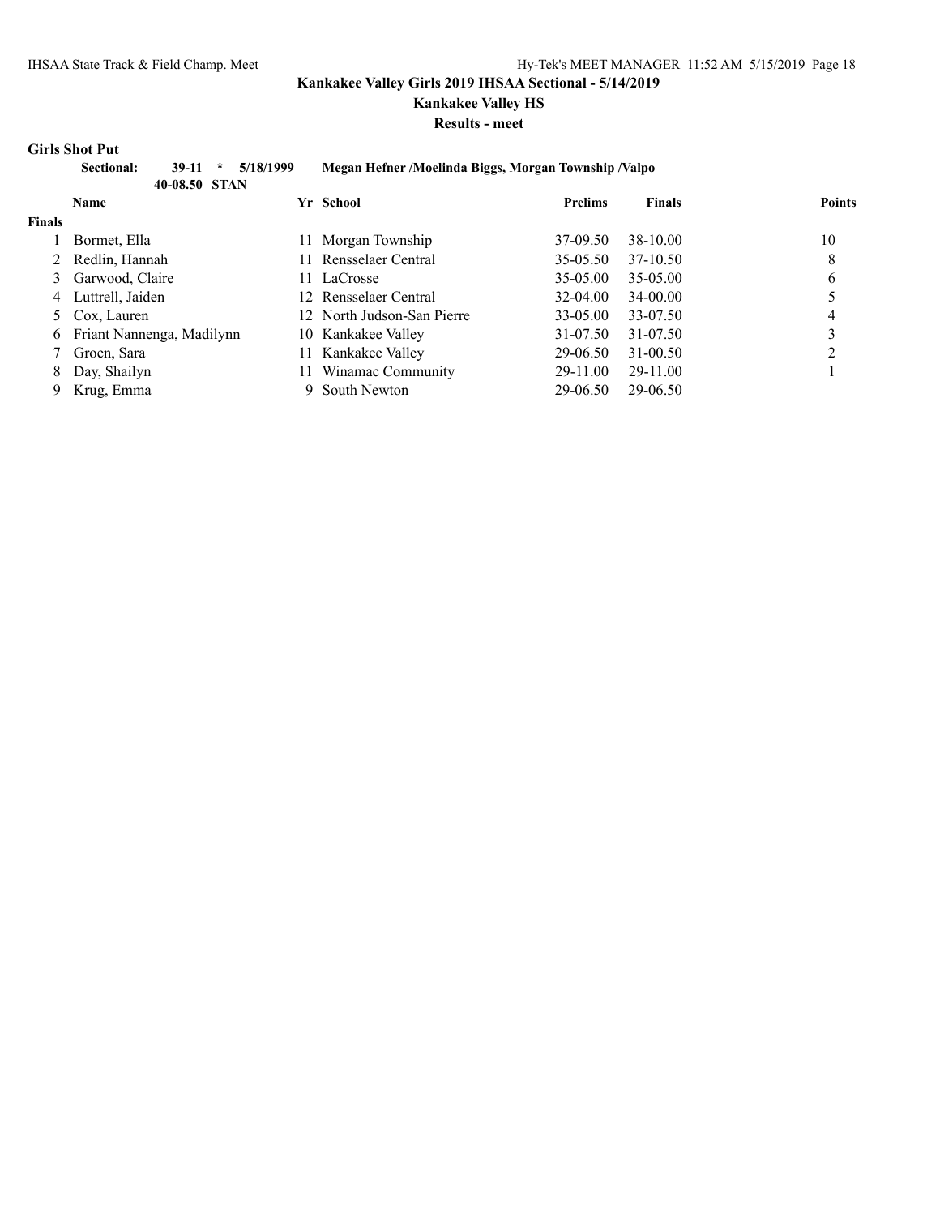**Kankakee Valley Girls 2019 IHSAA Sectional - 5/14/2019**

**Kankakee Valley HS**

**Results - meet**

## Girls Shot Put

**Sectional: 39-11 * 5/18/1999 Megan Hefner /Moelinda Biggs, Morgan Township /Valpo**
**40-08.50 STAN**

| | Name | Yr | School | Prelims | Finals | Points |
|---|---|---|---|---|---|---|
| **Finals** | | | | | | |
| 1 | Bormet, Ella | 11 | Morgan Township | 37-09.50 | 38-10.00 | 10 |
| 2 | Redlin, Hannah | 11 | Rensselaer Central | 35-05.50 | 37-10.50 | 8 |
| 3 | Garwood, Claire | 11 | LaCrosse | 35-05.00 | 35-05.00 | 6 |
| 4 | Luttrell, Jaiden | 12 | Rensselaer Central | 32-04.00 | 34-00.00 | 5 |
| 5 | Cox, Lauren | 12 | North Judson-San Pierre | 33-05.00 | 33-07.50 | 4 |
| 6 | Friant Nannenga, Madilynn | 10 | Kankakee Valley | 31-07.50 | 31-07.50 | 3 |
| 7 | Groen, Sara | 11 | Kankakee Valley | 29-06.50 | 31-00.50 | 2 |
| 8 | Day, Shailyn | 11 | Winamac Community | 29-11.00 | 29-11.00 | 1 |
| 9 | Krug, Emma | 9 | South Newton | 29-06.50 | 29-06.50 | |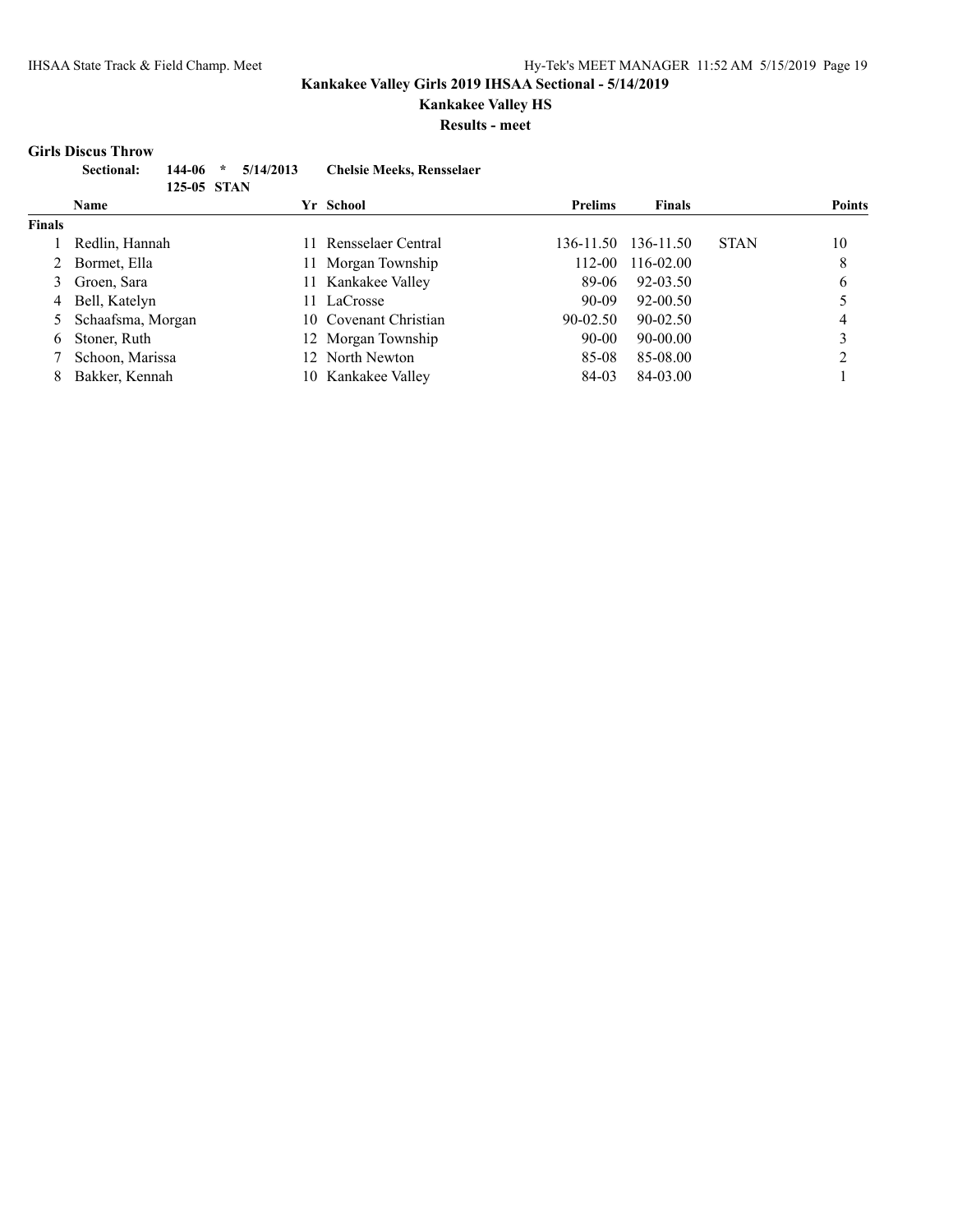## Kankakee Valley Girls 2019 IHSAA Sectional - 5/14/2019

### Kankakee Valley HS

### Results - meet

**Girls Discus Throw**

**Sectional: 144-06 * 5/14/2013 Chelsie Meeks, Rensselaer**
**125-05 STAN**

| | Name | Yr | School | Prelims | Finals | | Points |
|---|---|---|---|---|---|---|---|
| **Finals** | | | | | | | |
| 1 | Redlin, Hannah | 11 | Rensselaer Central | 136-11.50 | 136-11.50 | STAN | 10 |
| 2 | Bormet, Ella | 11 | Morgan Township | 112-00 | 116-02.00 | | 8 |
| 3 | Groen, Sara | 11 | Kankakee Valley | 89-06 | 92-03.50 | | 6 |
| 4 | Bell, Katelyn | 11 | LaCrosse | 90-09 | 92-00.50 | | 5 |
| 5 | Schaafsma, Morgan | 10 | Covenant Christian | 90-02.50 | 90-02.50 | | 4 |
| 6 | Stoner, Ruth | 12 | Morgan Township | 90-00 | 90-00.00 | | 3 |
| 7 | Schoon, Marissa | 12 | North Newton | 85-08 | 85-08.00 | | 2 |
| 8 | Bakker, Kennah | 10 | Kankakee Valley | 84-03 | 84-03.00 | | 1 |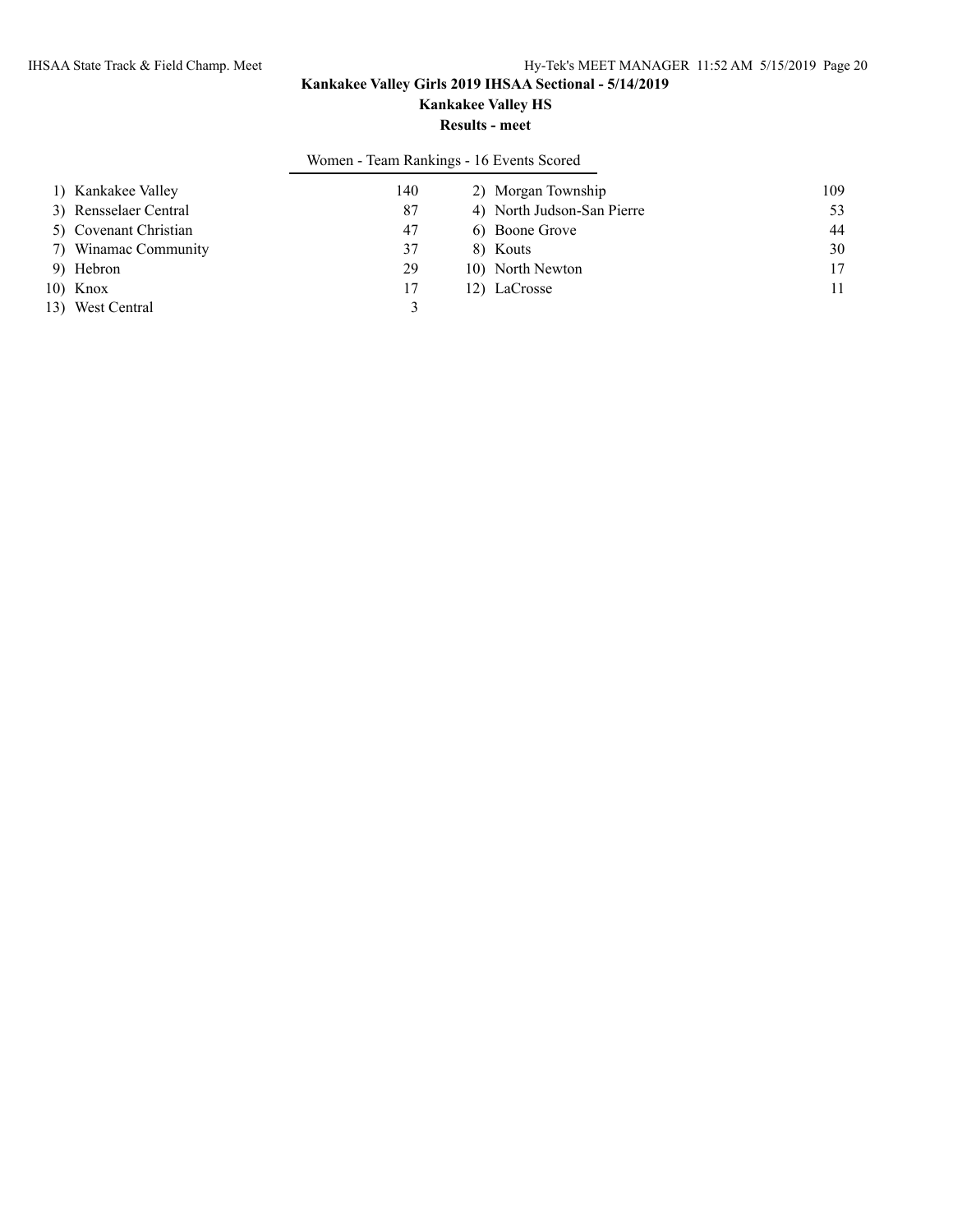**Kankakee Valley Girls 2019 IHSAA Sectional - 5/14/2019**

**Kankakee Valley HS**

**Results - meet**

Women - Team Rankings - 16 Events Scored

| | | | | | |
|---|---|---|---|---|---|
| 1) | Kankakee Valley | 140 | 2) | Morgan Township | 109 |
| 3) | Rensselaer Central | 87 | 4) | North Judson-San Pierre | 53 |
| 5) | Covenant Christian | 47 | 6) | Boone Grove | 44 |
| 7) | Winamac Community | 37 | 8) | Kouts | 30 |
| 9) | Hebron | 29 | 10) | North Newton | 17 |
| 10) | Knox | 17 | 12) | LaCrosse | 11 |
| 13) | West Central | 3 | | | |